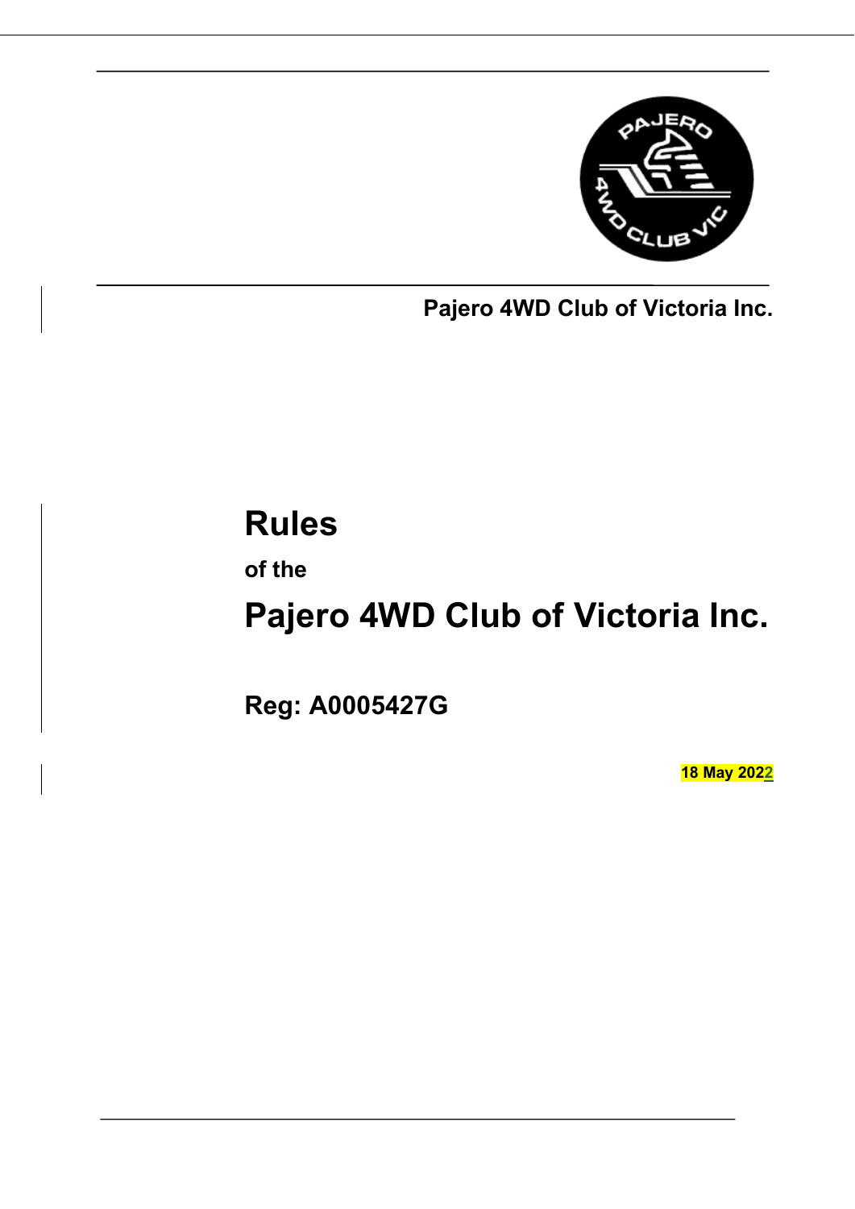**Pajero 4WD Club of Victoria Inc.**

# Rules

**of the**

# Pajero 4WD Club of Victoria Inc.

## Reg: A0005427G

**18 May 2022**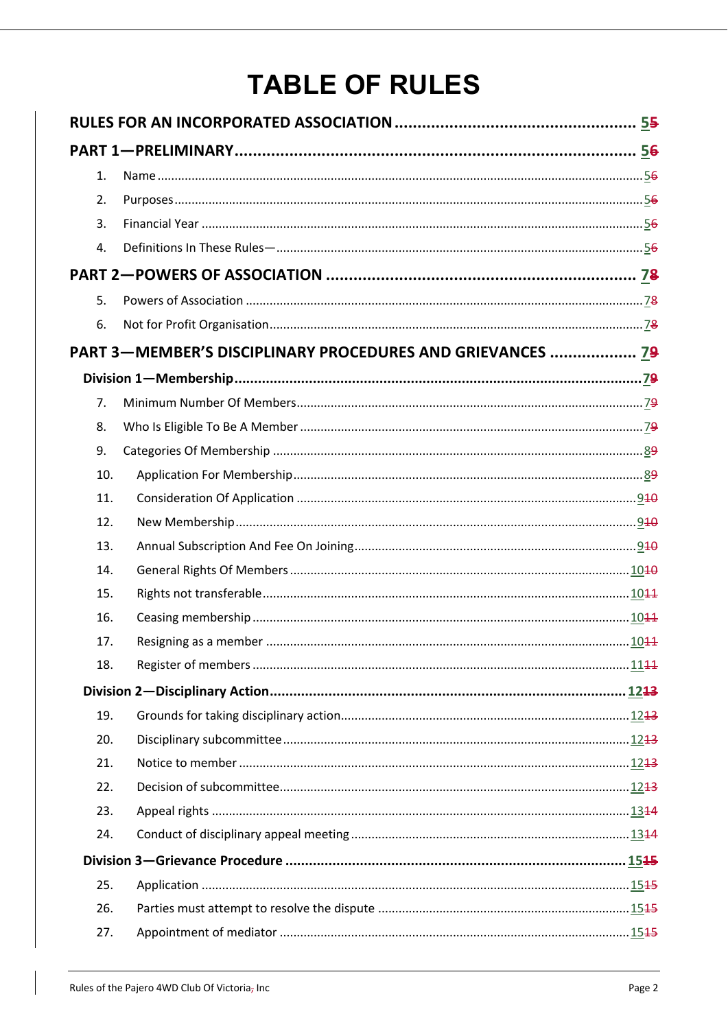# TABLE OF RULES

**RULES FOR AN INCORPORATED ASSOCIATION** .......... 5~~5~~

**PART 1—PRELIMINARY** .......... 5~~6~~

1. Name .......... 5~~6~~
2. Purposes .......... 5~~6~~
3. Financial Year .......... 5~~6~~
4. Definitions In These Rules— .......... 5~~6~~

**PART 2—POWERS OF ASSOCIATION** .......... 7~~8~~

5. Powers of Association .......... 7~~8~~
6. Not for Profit Organisation .......... 7~~8~~

**PART 3—MEMBER'S DISCIPLINARY PROCEDURES AND GRIEVANCES** .......... 7~~9~~

**Division 1—Membership** .......... 7~~9~~

7. Minimum Number Of Members .......... 7~~9~~
8. Who Is Eligible To Be A Member .......... 7~~9~~
9. Categories Of Membership .......... 8~~9~~
10. Application For Membership .......... 8~~9~~
11. Consideration Of Application .......... 9~~10~~
12. New Membership .......... 9~~10~~
13. Annual Subscription And Fee On Joining .......... 9~~10~~
14. General Rights Of Members .......... 10~~10~~
15. Rights not transferable .......... 10~~11~~
16. Ceasing membership .......... 10~~11~~
17. Resigning as a member .......... 10~~11~~
18. Register of members .......... 11~~11~~

**Division 2—Disciplinary Action** .......... 12~~13~~

19. Grounds for taking disciplinary action .......... 12~~13~~
20. Disciplinary subcommittee .......... 12~~13~~
21. Notice to member .......... 12~~13~~
22. Decision of subcommittee .......... 12~~13~~
23. Appeal rights .......... 13~~14~~
24. Conduct of disciplinary appeal meeting .......... 13~~14~~

**Division 3—Grievance Procedure** .......... 15~~15~~

25. Application .......... 15~~15~~
26. Parties must attempt to resolve the dispute .......... 15~~15~~
27. Appointment of mediator .......... 15~~15~~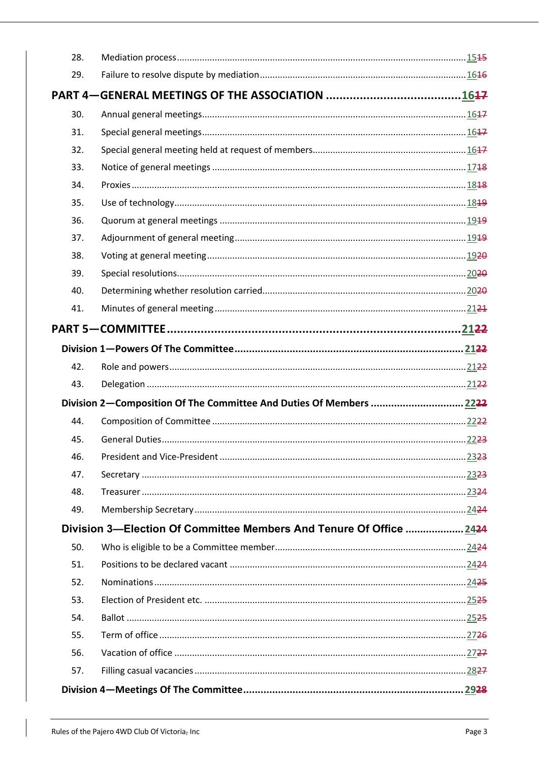28. Mediation process ........ 1515
29. Failure to resolve dispute by mediation ........ 1616

**PART 4—GENERAL MEETINGS OF THE ASSOCIATION ........ 1617**

30. Annual general meetings ........ 1617
31. Special general meetings ........ 1617
32. Special general meeting held at request of members ........ 1617
33. Notice of general meetings ........ 1718
34. Proxies ........ 1818
35. Use of technology ........ 1819
36. Quorum at general meetings ........ 1919
37. Adjournment of general meeting ........ 1919
38. Voting at general meeting ........ 1920
39. Special resolutions ........ 2020
40. Determining whether resolution carried ........ 2020
41. Minutes of general meeting ........ 2121

**PART 5—COMMITTEE ........ 2122**

**Division 1—Powers Of The Committee ........ 2122**

42. Role and powers ........ 2122
43. Delegation ........ 2122

**Division 2—Composition Of The Committee And Duties Of Members ........ 2222**

44. Composition of Committee ........ 2222
45. General Duties ........ 2223
46. President and Vice-President ........ 2323
47. Secretary ........ 2323
48. Treasurer ........ 2324
49. Membership Secretary ........ 2424

**Division 3—Election Of Committee Members And Tenure Of Office ........ 2424**

50. Who is eligible to be a Committee member ........ 2424
51. Positions to be declared vacant ........ 2424
52. Nominations ........ 2425
53. Election of President etc. ........ 2525
54. Ballot ........ 2525
55. Term of office ........ 2726
56. Vacation of office ........ 2727
57. Filling casual vacancies ........ 2827

**Division 4—Meetings Of The Committee ........ 2928**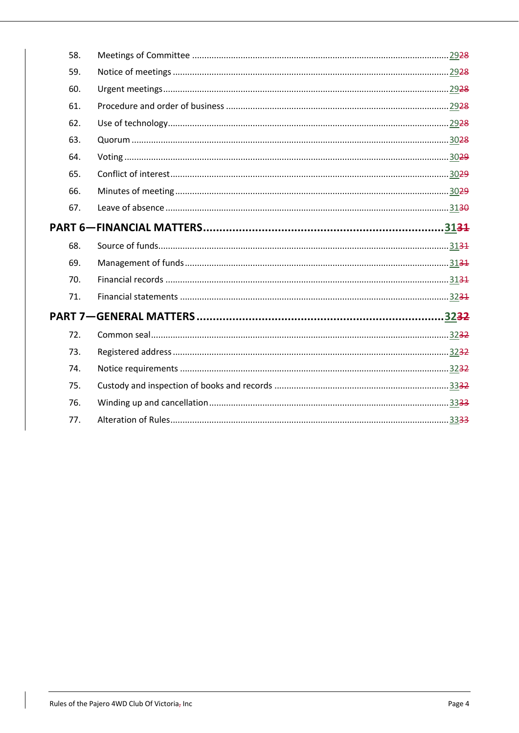| | | |
|---|---|---|
| 58. | Meetings of Committee | 29~~28~~ |
| 59. | Notice of meetings | 29~~28~~ |
| 60. | Urgent meetings | 29~~28~~ |
| 61. | Procedure and order of business | 29~~28~~ |
| 62. | Use of technology | 29~~28~~ |
| 63. | Quorum | 30~~28~~ |
| 64. | Voting | 30~~29~~ |
| 65. | Conflict of interest | 30~~29~~ |
| 66. | Minutes of meeting | 30~~29~~ |
| 67. | Leave of absence | 31~~30~~ |
| **PART 6—FINANCIAL MATTERS** | | **31~~31~~** |
| 68. | Source of funds | 31~~31~~ |
| 69. | Management of funds | 31~~31~~ |
| 70. | Financial records | 31~~31~~ |
| 71. | Financial statements | 32~~31~~ |
| **PART 7—GENERAL MATTERS** | | **32~~32~~** |
| 72. | Common seal | 32~~32~~ |
| 73. | Registered address | 32~~32~~ |
| 74. | Notice requirements | 32~~32~~ |
| 75. | Custody and inspection of books and records | 33~~32~~ |
| 76. | Winding up and cancellation | 33~~33~~ |
| 77. | Alteration of Rules | 33~~33~~ |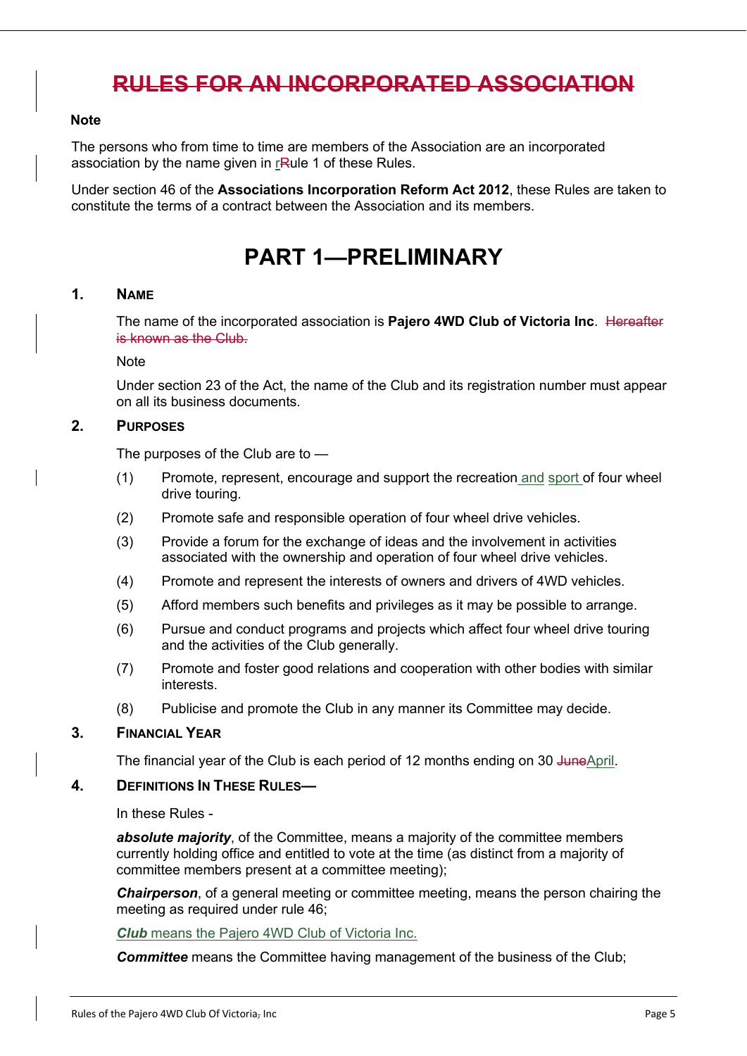# ~~RULES FOR AN INCORPORATED ASSOCIATION~~

**Note**

The persons who from time to time are members of the Association are an incorporated association by the name given in r~~R~~ule 1 of these Rules.

Under section 46 of the **Associations Incorporation Reform Act 2012**, these Rules are taken to constitute the terms of a contract between the Association and its members.

# PART 1—PRELIMINARY

## 1. NAME

The name of the incorporated association is **Pajero 4WD Club of Victoria Inc**. ~~Hereafter is known as the Club.~~

Note

Under section 23 of the Act, the name of the Club and its registration number must appear on all its business documents.

## 2. PURPOSES

The purposes of the Club are to —

(1) Promote, represent, encourage and support the recreation and sport of four wheel drive touring.

(2) Promote safe and responsible operation of four wheel drive vehicles.

(3) Provide a forum for the exchange of ideas and the involvement in activities associated with the ownership and operation of four wheel drive vehicles.

(4) Promote and represent the interests of owners and drivers of 4WD vehicles.

(5) Afford members such benefits and privileges as it may be possible to arrange.

(6) Pursue and conduct programs and projects which affect four wheel drive touring and the activities of the Club generally.

(7) Promote and foster good relations and cooperation with other bodies with similar interests.

(8) Publicise and promote the Club in any manner its Committee may decide.

## 3. FINANCIAL YEAR

The financial year of the Club is each period of 12 months ending on 30 ~~June~~April.

## 4. DEFINITIONS IN THESE RULES—

In these Rules -

***absolute majority***, of the Committee, means a majority of the committee members currently holding office and entitled to vote at the time (as distinct from a majority of committee members present at a committee meeting);

***Chairperson***, of a general meeting or committee meeting, means the person chairing the meeting as required under rule 46;

***Club*** means the Pajero 4WD Club of Victoria Inc.

***Committee*** means the Committee having management of the business of the Club;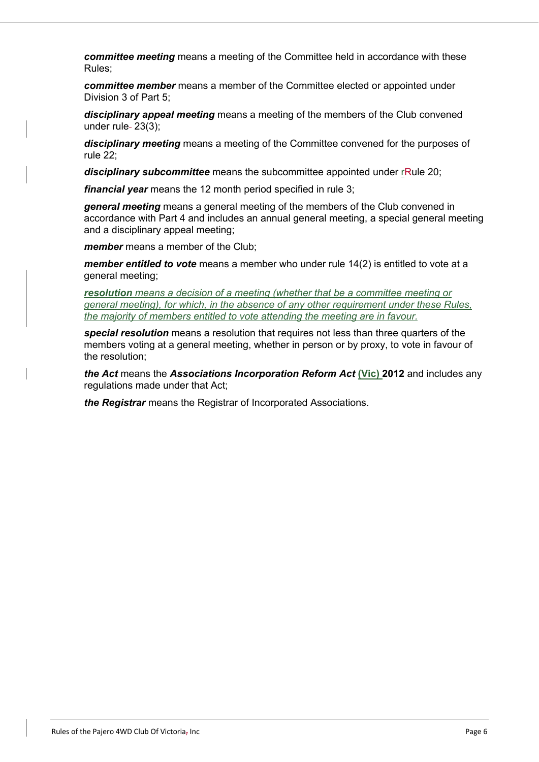***committee meeting*** means a meeting of the Committee held in accordance with these Rules;

***committee member*** means a member of the Committee elected or appointed under Division 3 of Part 5;

***disciplinary appeal meeting*** means a meeting of the members of the Club convened under rule 23(3);

***disciplinary meeting*** means a meeting of the Committee convened for the purposes of rule 22;

***disciplinary subcommittee*** means the subcommittee appointed under rule 20;

***financial year*** means the 12 month period specified in rule 3;

***general meeting*** means a general meeting of the members of the Club convened in accordance with Part 4 and includes an annual general meeting, a special general meeting and a disciplinary appeal meeting;

***member*** means a member of the Club;

***member entitled to vote*** means a member who under rule 14(2) is entitled to vote at a general meeting;

***resolution** means a decision of a meeting (whether that be a committee meeting or general meeting), for which, in the absence of any other requirement under these Rules, the majority of members entitled to vote attending the meeting are in favour.*

***special resolution*** means a resolution that requires not less than three quarters of the members voting at a general meeting, whether in person or by proxy, to vote in favour of the resolution;

***the Act*** means the ***Associations Incorporation Reform Act* (Vic) 2012** and includes any regulations made under that Act;

***the Registrar*** means the Registrar of Incorporated Associations.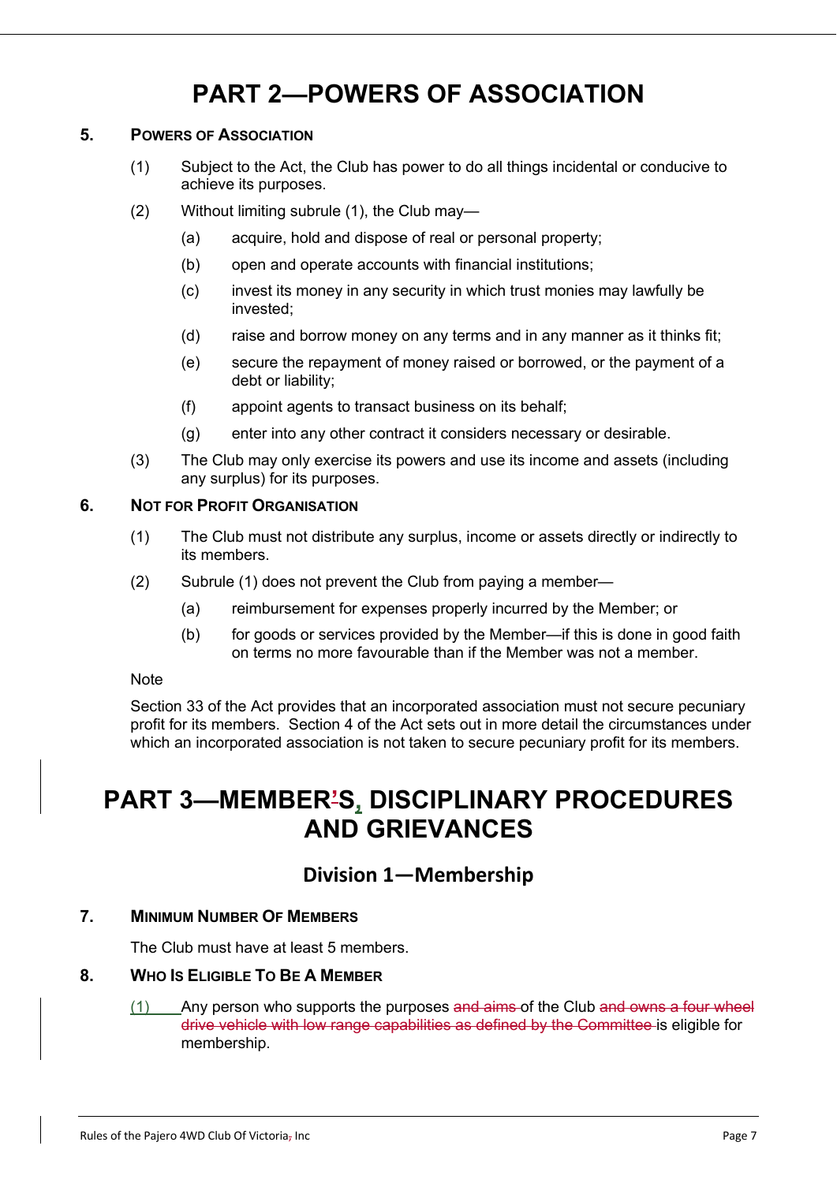# PART 2—POWERS OF ASSOCIATION

## 5. Powers of Association

(1) Subject to the Act, the Club has power to do all things incidental or conducive to achieve its purposes.

(2) Without limiting subrule (1), the Club may—

- (a) acquire, hold and dispose of real or personal property;
- (b) open and operate accounts with financial institutions;
- (c) invest its money in any security in which trust monies may lawfully be invested;
- (d) raise and borrow money on any terms and in any manner as it thinks fit;
- (e) secure the repayment of money raised or borrowed, or the payment of a debt or liability;
- (f) appoint agents to transact business on its behalf;
- (g) enter into any other contract it considers necessary or desirable.

(3) The Club may only exercise its powers and use its income and assets (including any surplus) for its purposes.

## 6. Not for Profit Organisation

(1) The Club must not distribute any surplus, income or assets directly or indirectly to its members.

(2) Subrule (1) does not prevent the Club from paying a member—

- (a) reimbursement for expenses properly incurred by the Member; or
- (b) for goods or services provided by the Member—if this is done in good faith on terms no more favourable than if the Member was not a member.

Note

Section 33 of the Act provides that an incorporated association must not secure pecuniary profit for its members. Section 4 of the Act sets out in more detail the circumstances under which an incorporated association is not taken to secure pecuniary profit for its members.

# PART 3—MEMBER~~'~~S, DISCIPLINARY PROCEDURES AND GRIEVANCES

## Division 1—Membership

## 7. Minimum Number Of Members

The Club must have at least 5 members.

## 8. Who Is Eligible To Be A Member

(1) Any person who supports the purposes ~~and aims~~ of the Club ~~and owns a four wheel drive vehicle with low range capabilities as defined by the Committee~~ is eligible for membership.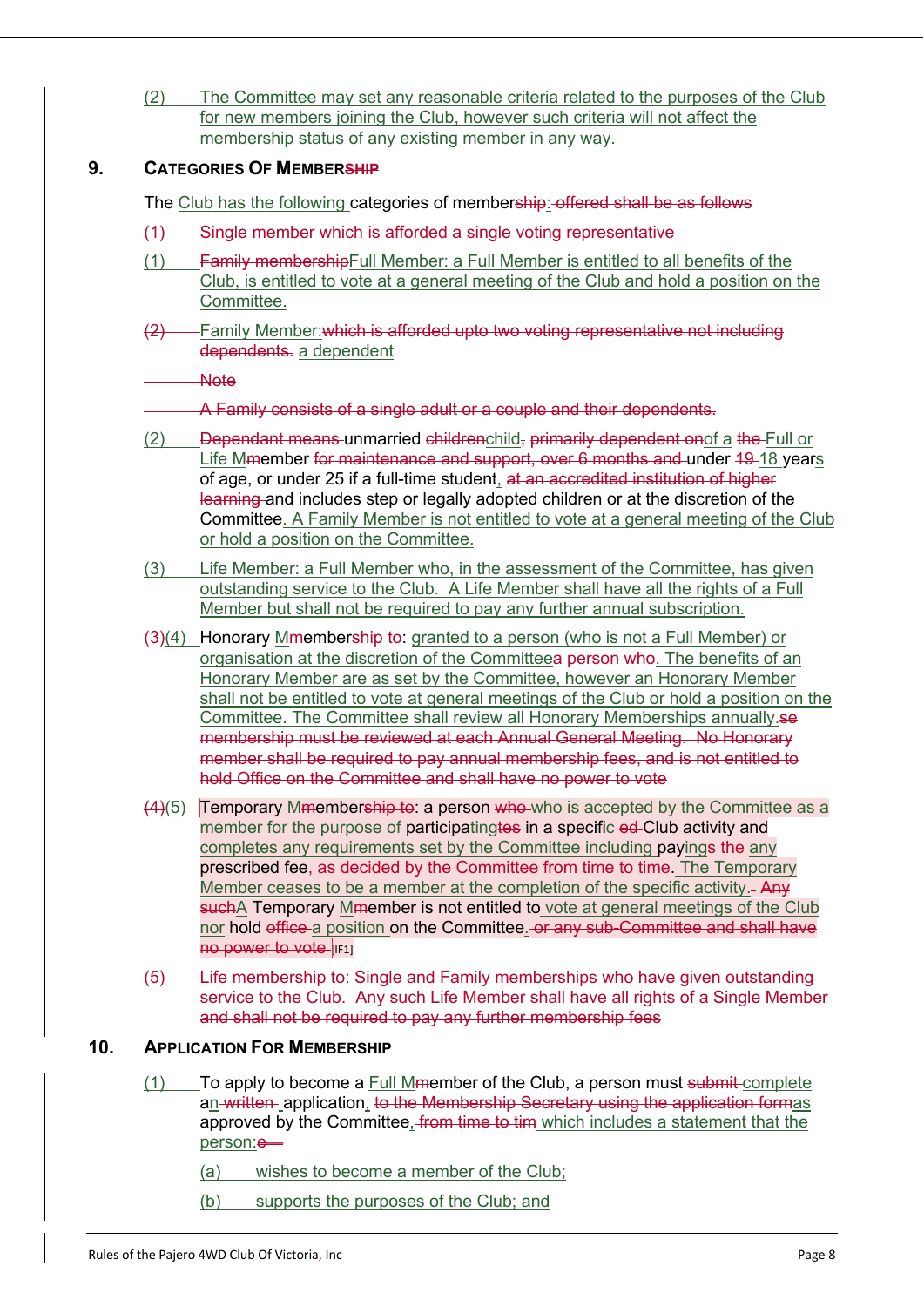(2) The Committee may set any reasonable criteria related to the purposes of the Club for new members joining the Club, however such criteria will not affect the membership status of any existing member in any way.

## 9. CATEGORIES OF MEMBER~~SHIP~~

The Club has the following categories of member~~ship~~: ~~offered shall be as follows~~

~~(1) Single member which is afforded a single voting representative~~

(1) ~~Family membership~~Full Member: a Full Member is entitled to all benefits of the Club, is entitled to vote at a general meeting of the Club and hold a position on the Committee.

~~(2)~~ Family Member:~~which is afforded upto two voting representative not including dependents.~~ a dependent

~~Note~~

~~A Family consists of a single adult or a couple and their dependents.~~

(2) ~~Dependant means~~ unmarried ~~children~~child~~,~~ ~~primarily dependent on~~of a ~~the~~ Full or Life M~~m~~ember ~~for maintenance and support, over 6 months and~~ under ~~19~~ 18 years of age, or under 25 if a full-time student, ~~at an accredited institution of higher learning~~ and includes step or legally adopted children or at the discretion of the Committee. A Family Member is not entitled to vote at a general meeting of the Club or hold a position on the Committee.

(3) Life Member: a Full Member who, in the assessment of the Committee, has given outstanding service to the Club. A Life Member shall have all the rights of a Full Member but shall not be required to pay any further annual subscription.

~~(3)~~(4) Honorary M~~m~~ember~~ship to~~: granted to a person (who is not a Full Member) or organisation at the discretion of the Committee~~a person who~~. The benefits of an Honorary Member are as set by the Committee, however an Honorary Member shall not be entitled to vote at general meetings of the Club or hold a position on the Committee. The Committee shall review all Honorary Memberships annually.~~se membership must be reviewed at each Annual General Meeting. No Honorary member shall be required to pay annual membership fees, and is not entitled to hold Office on the Committee and shall have no power to vote~~

~~(4)~~(5) Temporary M~~m~~ember~~ship to~~: a person ~~who~~ who is accepted by the Committee as a member for the purpose of participat~~ing~~tes in a specific ~~ed~~ Club activity and completes any requirements set by the Committee including pay~~ings~~ ~~the~~ any prescribed fee~~, as decided by the Committee from time to time~~. The Temporary Member ceases to be a member at the completion of the specific activity. ~~Any such~~A Temporary M~~m~~ember is not entitled to vote at general meetings of the Club nor hold ~~office~~ a position on the Committee. ~~or any sub-Committee and shall have no power to vote~~ [IF1]

~~(5) Life membership to: Single and Family memberships who have given outstanding service to the Club. Any such Life Member shall have all rights of a Single Member and shall not be required to pay any further membership fees~~

## 10. APPLICATION FOR MEMBERSHIP

(1) To apply to become a Full M~~m~~ember of the Club, a person must ~~submit~~ complete an ~~written~~ application, ~~to the Membership Secretary using the application form~~as approved by the Committee, ~~from time to tim~~ which includes a statement that the person:~~e~~

(a) wishes to become a member of the Club;

(b) supports the purposes of the Club; and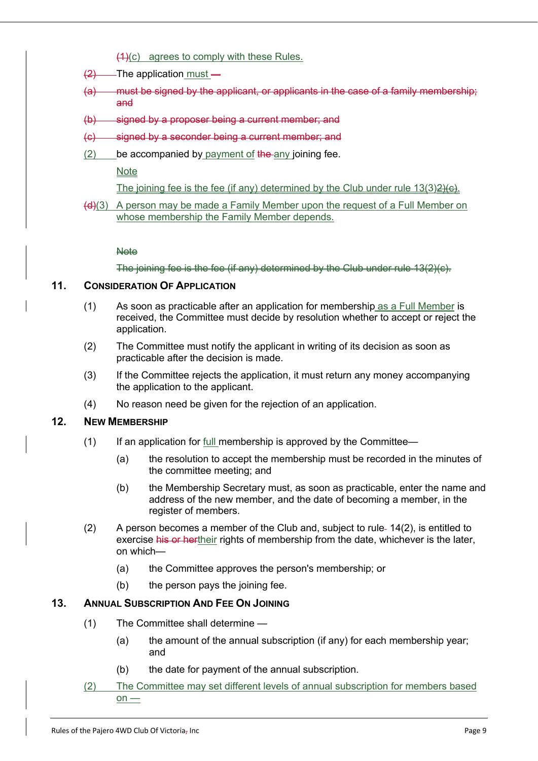(1)(c) agrees to comply with these Rules.

(2) The application must —

(a) must be signed by the applicant, or applicants in the case of a family membership; and

(b) signed by a proposer being a current member; and

(c) signed by a seconder being a current member; and

(2) be accompanied by payment of the any joining fee.

Note

The joining fee is the fee (if any) determined by the Club under rule 13(3)2)(c).

(d)(3) A person may be made a Family Member upon the request of a Full Member on whose membership the Family Member depends.

Note

The joining fee is the fee (if any) determined by the Club under rule 13(2)(c).

## 11. Consideration Of Application

(1) As soon as practicable after an application for membership as a Full Member is received, the Committee must decide by resolution whether to accept or reject the application.

(2) The Committee must notify the applicant in writing of its decision as soon as practicable after the decision is made.

(3) If the Committee rejects the application, it must return any money accompanying the application to the applicant.

(4) No reason need be given for the rejection of an application.

## 12. New Membership

(1) If an application for full membership is approved by the Committee—

- (a) the resolution to accept the membership must be recorded in the minutes of the committee meeting; and
- (b) the Membership Secretary must, as soon as practicable, enter the name and address of the new member, and the date of becoming a member, in the register of members.

(2) A person becomes a member of the Club and, subject to rule 14(2), is entitled to exercise his or hertheir rights of membership from the date, whichever is the later, on which—

- (a) the Committee approves the person's membership; or
- (b) the person pays the joining fee.

## 13. Annual Subscription And Fee On Joining

(1) The Committee shall determine —

- (a) the amount of the annual subscription (if any) for each membership year; and
- (b) the date for payment of the annual subscription.

(2) The Committee may set different levels of annual subscription for members based on —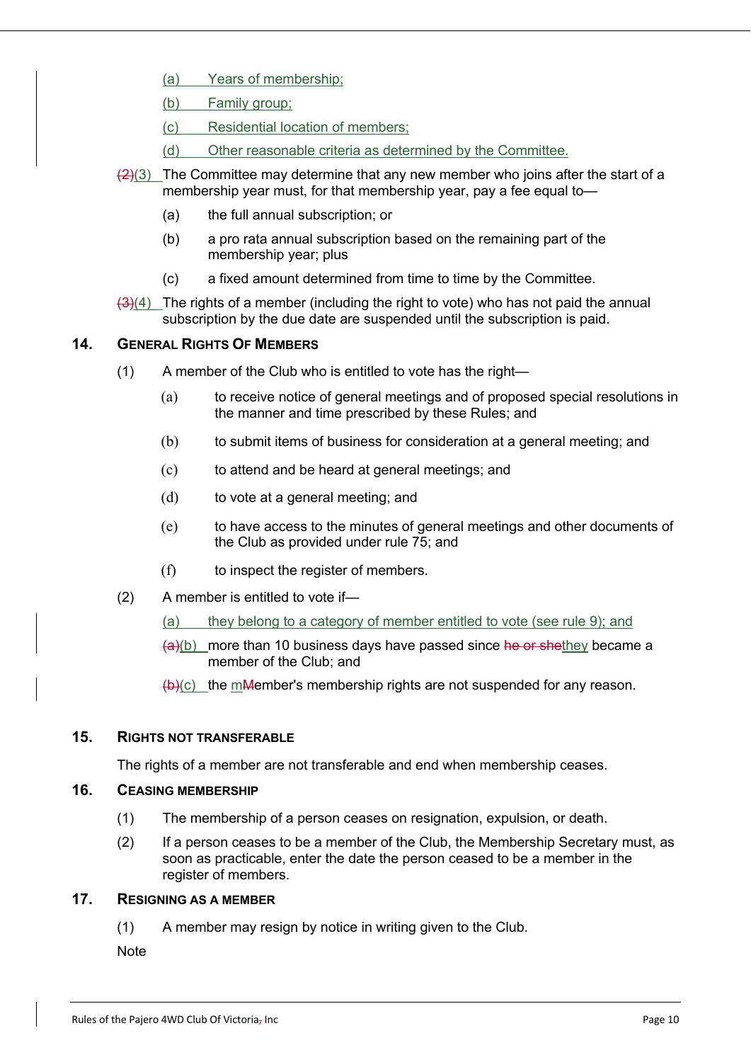(a) Years of membership;

(b) Family group;

(c) Residential location of members;

(d) Other reasonable criteria as determined by the Committee.

~~(2)~~(3) The Committee may determine that any new member who joins after the start of a membership year must, for that membership year, pay a fee equal to—

(a) the full annual subscription; or

(b) a pro rata annual subscription based on the remaining part of the membership year; plus

(c) a fixed amount determined from time to time by the Committee.

~~(3)~~(4) The rights of a member (including the right to vote) who has not paid the annual subscription by the due date are suspended until the subscription is paid.

## 14. General Rights Of Members

(1) A member of the Club who is entitled to vote has the right—

(a) to receive notice of general meetings and of proposed special resolutions in the manner and time prescribed by these Rules; and

(b) to submit items of business for consideration at a general meeting; and

(c) to attend and be heard at general meetings; and

(d) to vote at a general meeting; and

(e) to have access to the minutes of general meetings and other documents of the Club as provided under rule 75; and

(f) to inspect the register of members.

(2) A member is entitled to vote if—

(a) they belong to a category of member entitled to vote (see rule 9); and

~~(a)~~(b) more than 10 business days have passed since ~~he or she~~they became a member of the Club; and

~~(b)~~(c) the m~~M~~ember's membership rights are not suspended for any reason.

## 15. Rights Not Transferable

The rights of a member are not transferable and end when membership ceases.

## 16. Ceasing Membership

(1) The membership of a person ceases on resignation, expulsion, or death.

(2) If a person ceases to be a member of the Club, the Membership Secretary must, as soon as practicable, enter the date the person ceased to be a member in the register of members.

## 17. Resigning As A Member

(1) A member may resign by notice in writing given to the Club.

Note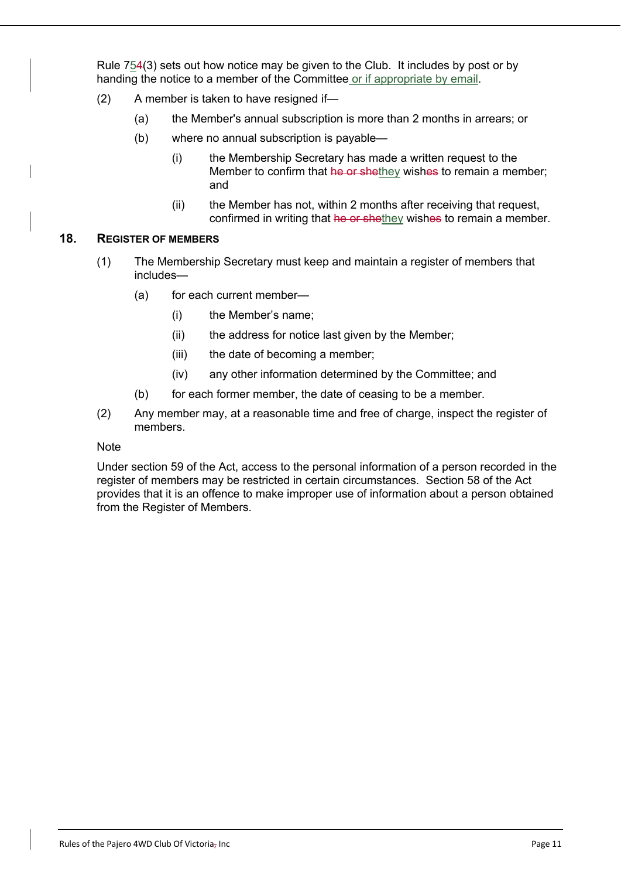Rule 75(3) sets out how notice may be given to the Club. It includes by post or by handing the notice to a member of the Committee or if appropriate by email.

(2) A member is taken to have resigned if—

(a) the Member's annual subscription is more than 2 months in arrears; or

(b) where no annual subscription is payable—

(i) the Membership Secretary has made a written request to the Member to confirm that they wish to remain a member; and

(ii) the Member has not, within 2 months after receiving that request, confirmed in writing that they wish to remain a member.

## 18. REGISTER OF MEMBERS

(1) The Membership Secretary must keep and maintain a register of members that includes—

(a) for each current member—

(i) the Member's name;

(ii) the address for notice last given by the Member;

(iii) the date of becoming a member;

(iv) any other information determined by the Committee; and

(b) for each former member, the date of ceasing to be a member.

(2) Any member may, at a reasonable time and free of charge, inspect the register of members.

Note

Under section 59 of the Act, access to the personal information of a person recorded in the register of members may be restricted in certain circumstances. Section 58 of the Act provides that it is an offence to make improper use of information about a person obtained from the Register of Members.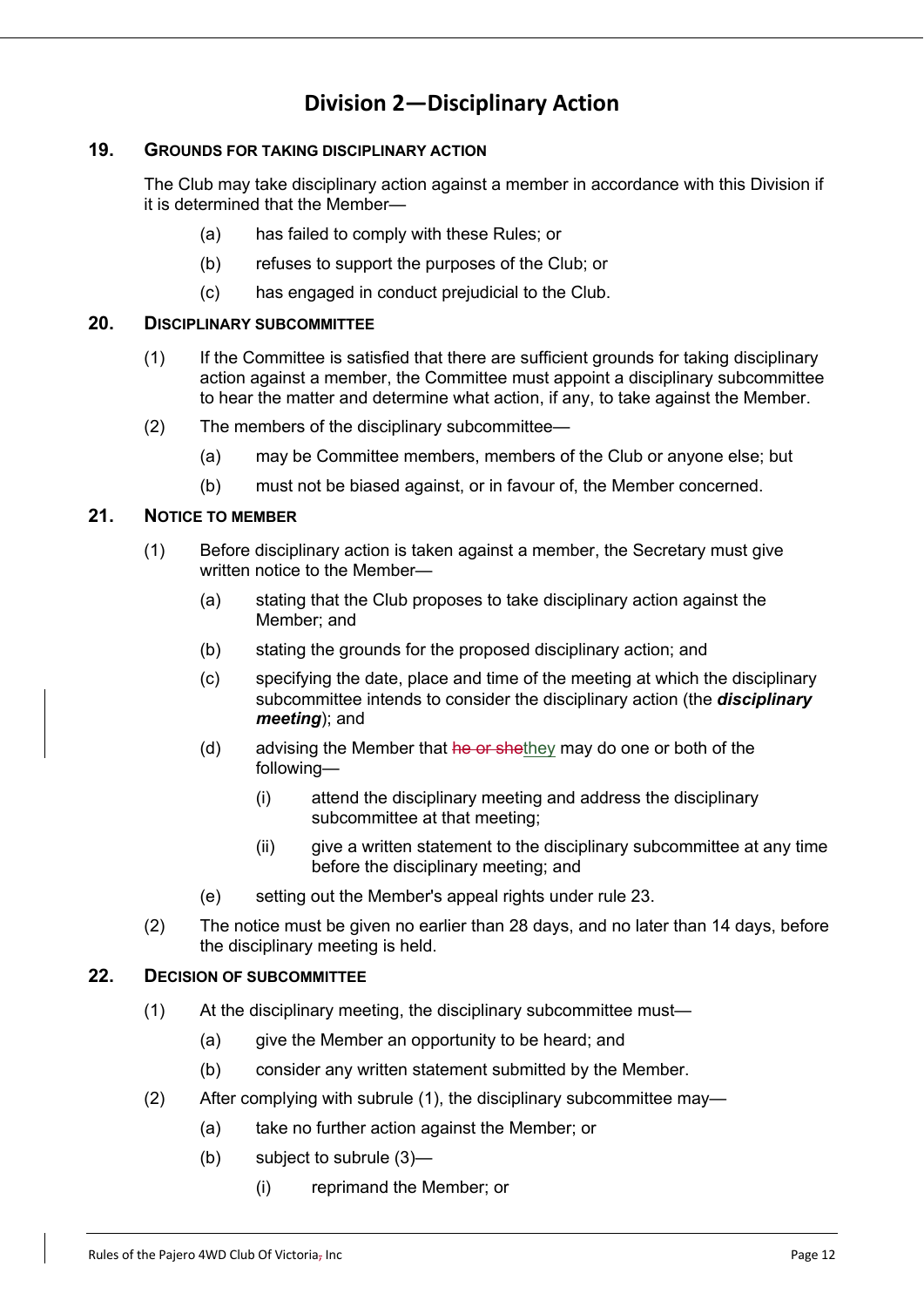## Division 2—Disciplinary Action

### 19. GROUNDS FOR TAKING DISCIPLINARY ACTION

The Club may take disciplinary action against a member in accordance with this Division if it is determined that the Member—

(a) has failed to comply with these Rules; or

(b) refuses to support the purposes of the Club; or

(c) has engaged in conduct prejudicial to the Club.

### 20. DISCIPLINARY SUBCOMMITTEE

(1) If the Committee is satisfied that there are sufficient grounds for taking disciplinary action against a member, the Committee must appoint a disciplinary subcommittee to hear the matter and determine what action, if any, to take against the Member.

(2) The members of the disciplinary subcommittee—

(a) may be Committee members, members of the Club or anyone else; but

(b) must not be biased against, or in favour of, the Member concerned.

### 21. NOTICE TO MEMBER

(1) Before disciplinary action is taken against a member, the Secretary must give written notice to the Member—

(a) stating that the Club proposes to take disciplinary action against the Member; and

(b) stating the grounds for the proposed disciplinary action; and

(c) specifying the date, place and time of the meeting at which the disciplinary subcommittee intends to consider the disciplinary action (the ***disciplinary meeting***); and

(d) advising the Member that ~~he or she~~they may do one or both of the following—

(i) attend the disciplinary meeting and address the disciplinary subcommittee at that meeting;

(ii) give a written statement to the disciplinary subcommittee at any time before the disciplinary meeting; and

(e) setting out the Member's appeal rights under rule 23.

(2) The notice must be given no earlier than 28 days, and no later than 14 days, before the disciplinary meeting is held.

### 22. DECISION OF SUBCOMMITTEE

(1) At the disciplinary meeting, the disciplinary subcommittee must—

(a) give the Member an opportunity to be heard; and

(b) consider any written statement submitted by the Member.

(2) After complying with subrule (1), the disciplinary subcommittee may—

(a) take no further action against the Member; or

(b) subject to subrule (3)—

(i) reprimand the Member; or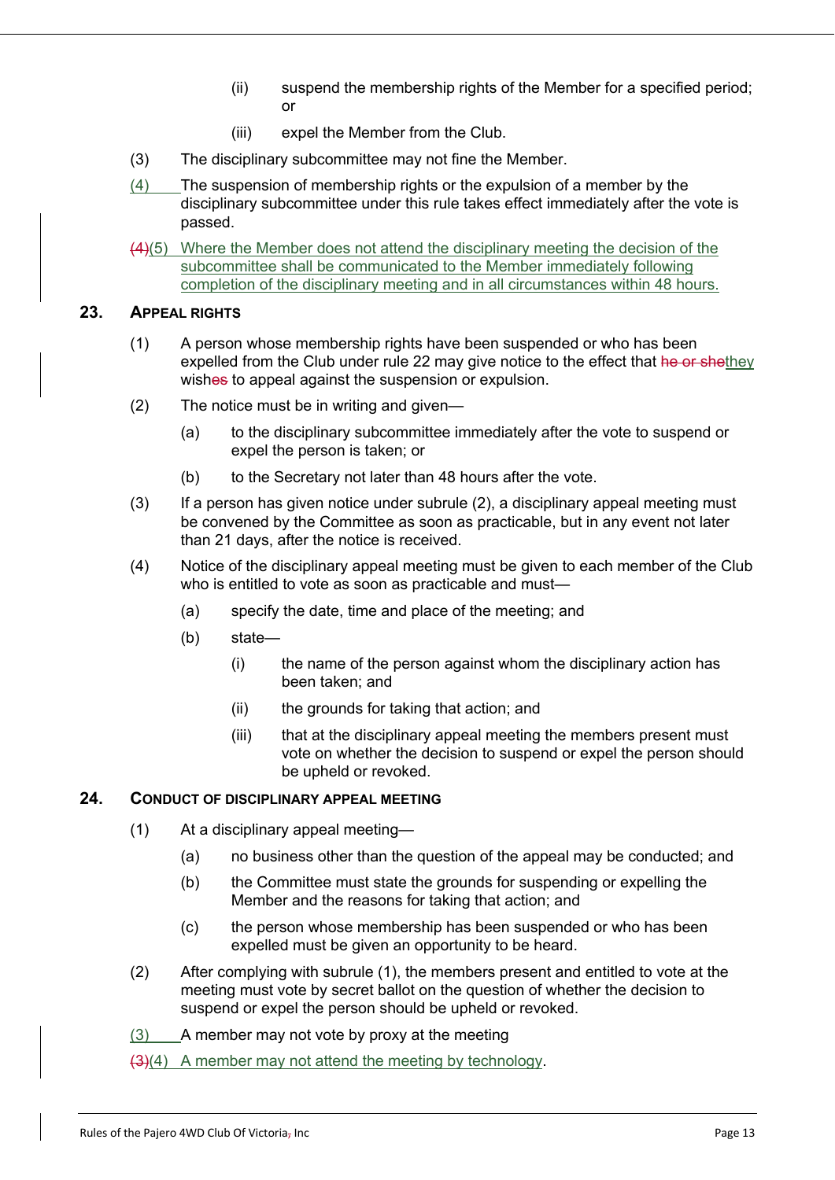(ii) suspend the membership rights of the Member for a specified period; or

(iii) expel the Member from the Club.

(3) The disciplinary subcommittee may not fine the Member.

(4) The suspension of membership rights or the expulsion of a member by the disciplinary subcommittee under this rule takes effect immediately after the vote is passed.

~~(4)~~(5) Where the Member does not attend the disciplinary meeting the decision of the subcommittee shall be communicated to the Member immediately following completion of the disciplinary meeting and in all circumstances within 48 hours.

## 23. APPEAL RIGHTS

(1) A person whose membership rights have been suspended or who has been expelled from the Club under rule 22 may give notice to the effect that ~~he or she~~they wish~~es~~ to appeal against the suspension or expulsion.

(2) The notice must be in writing and given—

(a) to the disciplinary subcommittee immediately after the vote to suspend or expel the person is taken; or

(b) to the Secretary not later than 48 hours after the vote.

(3) If a person has given notice under subrule (2), a disciplinary appeal meeting must be convened by the Committee as soon as practicable, but in any event not later than 21 days, after the notice is received.

(4) Notice of the disciplinary appeal meeting must be given to each member of the Club who is entitled to vote as soon as practicable and must—

(a) specify the date, time and place of the meeting; and

(b) state—

(i) the name of the person against whom the disciplinary action has been taken; and

(ii) the grounds for taking that action; and

(iii) that at the disciplinary appeal meeting the members present must vote on whether the decision to suspend or expel the person should be upheld or revoked.

## 24. CONDUCT OF DISCIPLINARY APPEAL MEETING

(1) At a disciplinary appeal meeting—

(a) no business other than the question of the appeal may be conducted; and

(b) the Committee must state the grounds for suspending or expelling the Member and the reasons for taking that action; and

(c) the person whose membership has been suspended or who has been expelled must be given an opportunity to be heard.

(2) After complying with subrule (1), the members present and entitled to vote at the meeting must vote by secret ballot on the question of whether the decision to suspend or expel the person should be upheld or revoked.

(3) A member may not vote by proxy at the meeting

~~(3)~~(4) A member may not attend the meeting by technology.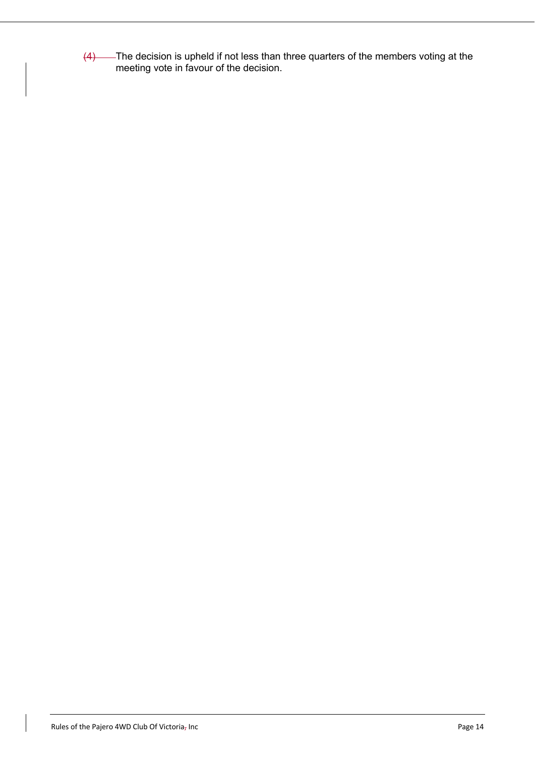(4) The decision is upheld if not less than three quarters of the members voting at the meeting vote in favour of the decision.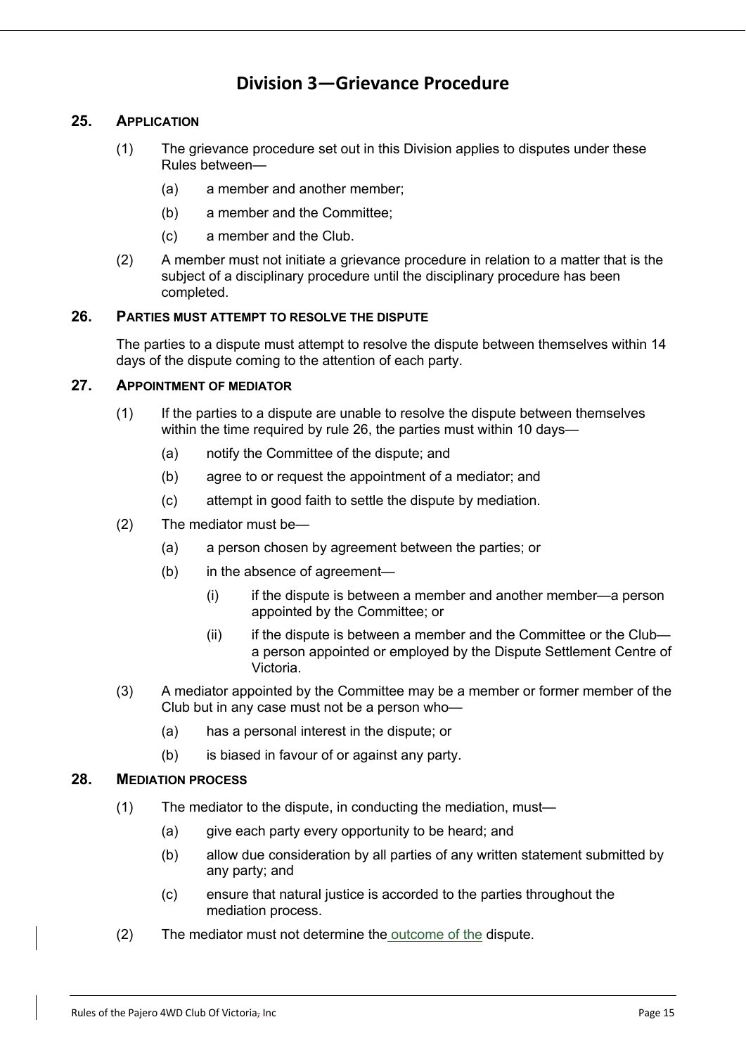## Division 3—Grievance Procedure

### 25. APPLICATION

(1) The grievance procedure set out in this Division applies to disputes under these Rules between—

(a) a member and another member;

(b) a member and the Committee;

(c) a member and the Club.

(2) A member must not initiate a grievance procedure in relation to a matter that is the subject of a disciplinary procedure until the disciplinary procedure has been completed.

### 26. PARTIES MUST ATTEMPT TO RESOLVE THE DISPUTE

The parties to a dispute must attempt to resolve the dispute between themselves within 14 days of the dispute coming to the attention of each party.

### 27. APPOINTMENT OF MEDIATOR

(1) If the parties to a dispute are unable to resolve the dispute between themselves within the time required by rule 26, the parties must within 10 days—

(a) notify the Committee of the dispute; and

(b) agree to or request the appointment of a mediator; and

(c) attempt in good faith to settle the dispute by mediation.

(2) The mediator must be—

(a) a person chosen by agreement between the parties; or

(b) in the absence of agreement—

(i) if the dispute is between a member and another member—a person appointed by the Committee; or

(ii) if the dispute is between a member and the Committee or the Club—a person appointed or employed by the Dispute Settlement Centre of Victoria.

(3) A mediator appointed by the Committee may be a member or former member of the Club but in any case must not be a person who—

(a) has a personal interest in the dispute; or

(b) is biased in favour of or against any party.

### 28. MEDIATION PROCESS

(1) The mediator to the dispute, in conducting the mediation, must—

(a) give each party every opportunity to be heard; and

(b) allow due consideration by all parties of any written statement submitted by any party; and

(c) ensure that natural justice is accorded to the parties throughout the mediation process.

(2) The mediator must not determine the outcome of the dispute.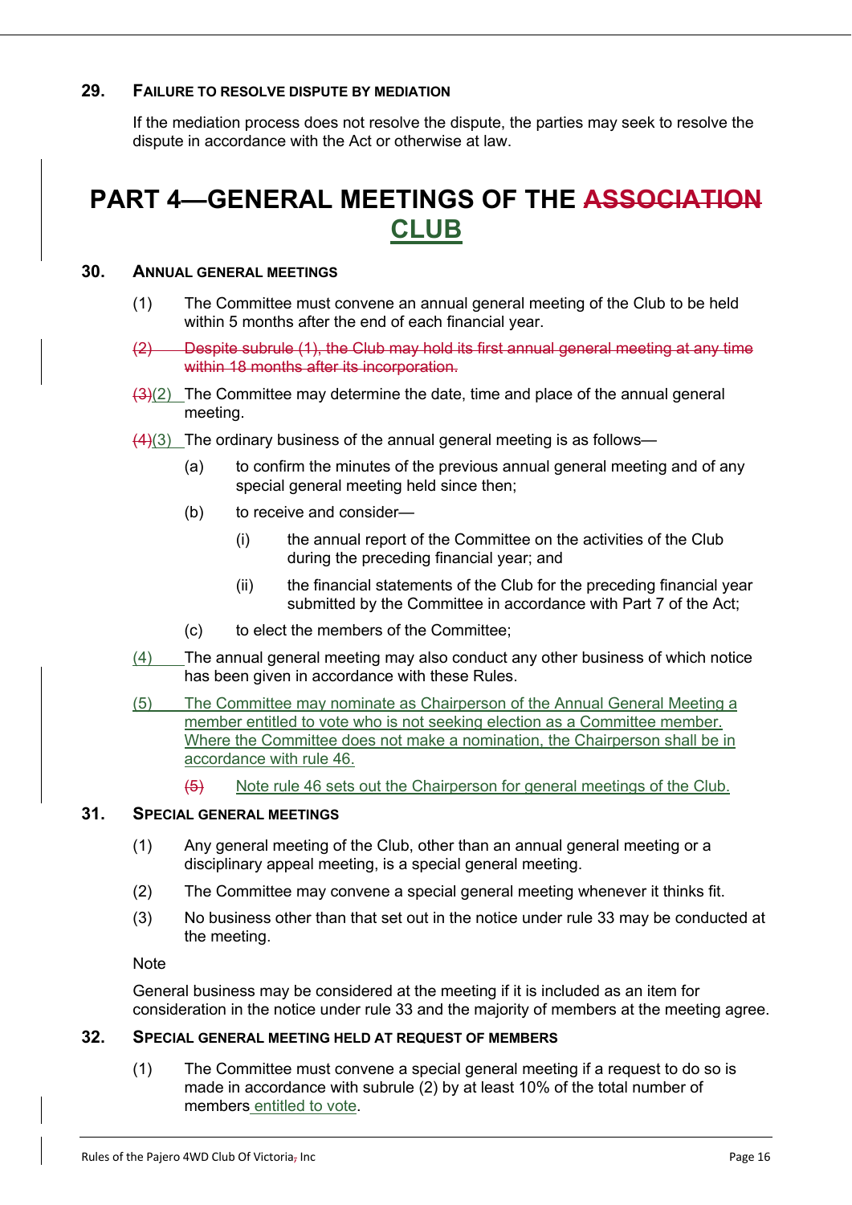## 29. FAILURE TO RESOLVE DISPUTE BY MEDIATION

If the mediation process does not resolve the dispute, the parties may seek to resolve the dispute in accordance with the Act or otherwise at law.

# PART 4—GENERAL MEETINGS OF THE ~~ASSOCIATION~~ CLUB

## 30. ANNUAL GENERAL MEETINGS

(1) The Committee must convene an annual general meeting of the Club to be held within 5 months after the end of each financial year.

~~(2) Despite subrule (1), the Club may hold its first annual general meeting at any time within 18 months after its incorporation.~~

~~(3)~~(2) The Committee may determine the date, time and place of the annual general meeting.

~~(4)~~(3) The ordinary business of the annual general meeting is as follows—

(a) to confirm the minutes of the previous annual general meeting and of any special general meeting held since then;

(b) to receive and consider—

(i) the annual report of the Committee on the activities of the Club during the preceding financial year; and

(ii) the financial statements of the Club for the preceding financial year submitted by the Committee in accordance with Part 7 of the Act;

(c) to elect the members of the Committee;

(4) The annual general meeting may also conduct any other business of which notice has been given in accordance with these Rules.

(5) The Committee may nominate as Chairperson of the Annual General Meeting a member entitled to vote who is not seeking election as a Committee member. Where the Committee does not make a nomination, the Chairperson shall be in accordance with rule 46.

~~(5)~~ Note rule 46 sets out the Chairperson for general meetings of the Club.

## 31. SPECIAL GENERAL MEETINGS

(1) Any general meeting of the Club, other than an annual general meeting or a disciplinary appeal meeting, is a special general meeting.

(2) The Committee may convene a special general meeting whenever it thinks fit.

(3) No business other than that set out in the notice under rule 33 may be conducted at the meeting.

Note

General business may be considered at the meeting if it is included as an item for consideration in the notice under rule 33 and the majority of members at the meeting agree.

## 32. SPECIAL GENERAL MEETING HELD AT REQUEST OF MEMBERS

(1) The Committee must convene a special general meeting if a request to do so is made in accordance with subrule (2) by at least 10% of the total number of members entitled to vote.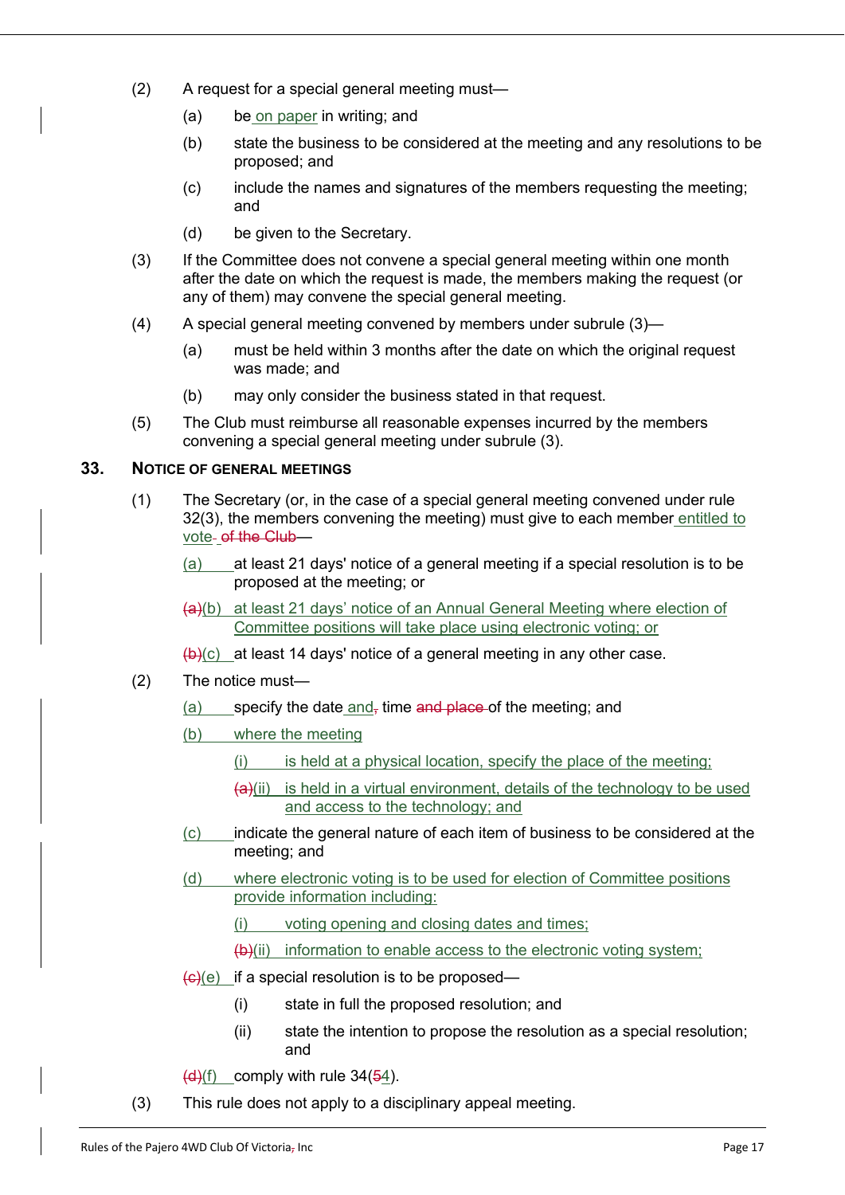(2) A request for a special general meeting must—

(a) be on paper in writing; and

(b) state the business to be considered at the meeting and any resolutions to be proposed; and

(c) include the names and signatures of the members requesting the meeting; and

(d) be given to the Secretary.

(3) If the Committee does not convene a special general meeting within one month after the date on which the request is made, the members making the request (or any of them) may convene the special general meeting.

(4) A special general meeting convened by members under subrule (3)—

(a) must be held within 3 months after the date on which the original request was made; and

(b) may only consider the business stated in that request.

(5) The Club must reimburse all reasonable expenses incurred by the members convening a special general meeting under subrule (3).

## 33. NOTICE OF GENERAL MEETINGS

(1) The Secretary (or, in the case of a special general meeting convened under rule 32(3), the members convening the meeting) must give to each member entitled to vote ~~of the Club~~—

(a) at least 21 days' notice of a general meeting if a special resolution is to be proposed at the meeting; or

~~(a)~~(b) at least 21 days' notice of an Annual General Meeting where election of Committee positions will take place using electronic voting; or

~~(b)~~(c) at least 14 days' notice of a general meeting in any other case.

(2) The notice must—

(a) specify the date and~~,~~ time ~~and place~~ of the meeting; and

(b) where the meeting

(i) is held at a physical location, specify the place of the meeting;

~~(a)~~(ii) is held in a virtual environment, details of the technology to be used and access to the technology; and

(c) indicate the general nature of each item of business to be considered at the meeting; and

(d) where electronic voting is to be used for election of Committee positions provide information including:

(i) voting opening and closing dates and times;

~~(b)~~(ii) information to enable access to the electronic voting system;

~~(c)~~(e) if a special resolution is to be proposed—

(i) state in full the proposed resolution; and

(ii) state the intention to propose the resolution as a special resolution; and

~~(d)~~(f) comply with rule 34(~~5~~4).

(3) This rule does not apply to a disciplinary appeal meeting.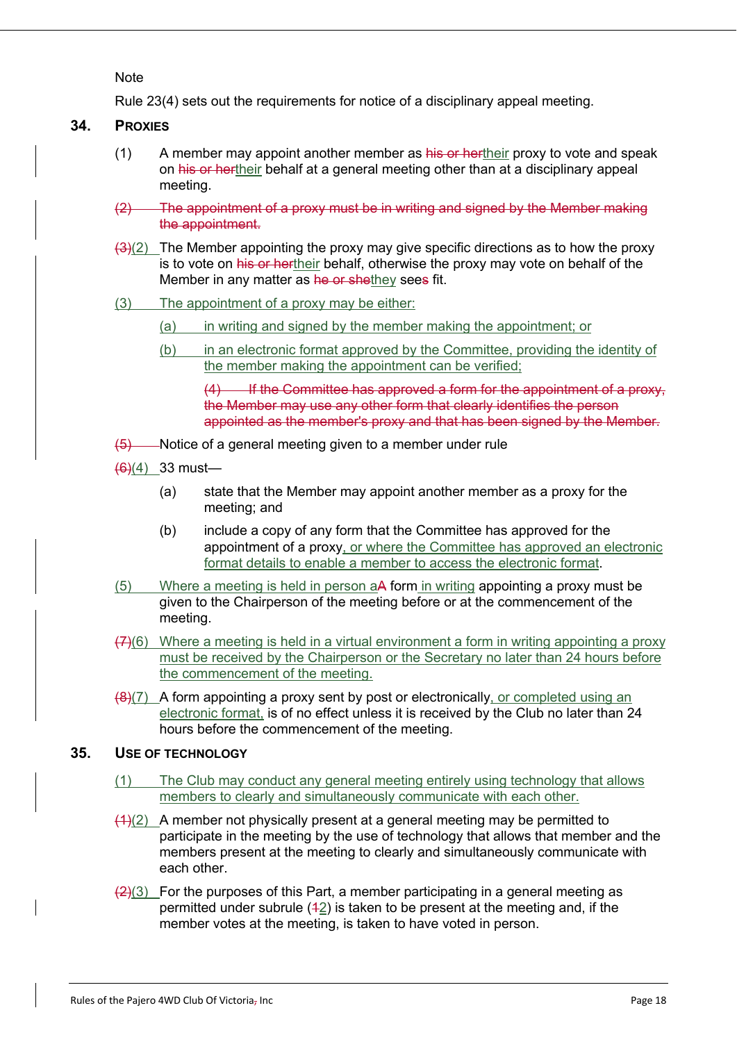Note

Rule 23(4) sets out the requirements for notice of a disciplinary appeal meeting.

## 34. PROXIES

(1) A member may appoint another member as ~~his or her~~their proxy to vote and speak on ~~his or her~~their behalf at a general meeting other than at a disciplinary appeal meeting.

~~(2) The appointment of a proxy must be in writing and signed by the Member making the appointment.~~

~~(3)~~(2) The Member appointing the proxy may give specific directions as to how the proxy is to vote on ~~his or her~~their behalf, otherwise the proxy may vote on behalf of the Member in any matter as ~~he or she~~they see~~s~~ fit.

(3) The appointment of a proxy may be either:

- (a) in writing and signed by the member making the appointment; or
- (b) in an electronic format approved by the Committee, providing the identity of the member making the appointment can be verified;

  ~~(4) If the Committee has approved a form for the appointment of a proxy, the Member may use any other form that clearly identifies the person appointed as the member's proxy and that has been signed by the Member.~~

~~(5)~~ Notice of a general meeting given to a member under rule

~~(6)~~(4) 33 must—

- (a) state that the Member may appoint another member as a proxy for the meeting; and
- (b) include a copy of any form that the Committee has approved for the appointment of a proxy, or where the Committee has approved an electronic format details to enable a member to access the electronic format.

(5) Where a meeting is held in person a~~A~~ form in writing appointing a proxy must be given to the Chairperson of the meeting before or at the commencement of the meeting.

~~(7)~~(6) Where a meeting is held in a virtual environment a form in writing appointing a proxy must be received by the Chairperson or the Secretary no later than 24 hours before the commencement of the meeting.

~~(8)~~(7) A form appointing a proxy sent by post or electronically, or completed using an electronic format, is of no effect unless it is received by the Club no later than 24 hours before the commencement of the meeting.

## 35. USE OF TECHNOLOGY

(1) The Club may conduct any general meeting entirely using technology that allows members to clearly and simultaneously communicate with each other.

~~(1)~~(2) A member not physically present at a general meeting may be permitted to participate in the meeting by the use of technology that allows that member and the members present at the meeting to clearly and simultaneously communicate with each other.

~~(2)~~(3) For the purposes of this Part, a member participating in a general meeting as permitted under subrule (~~1~~2) is taken to be present at the meeting and, if the member votes at the meeting, is taken to have voted in person.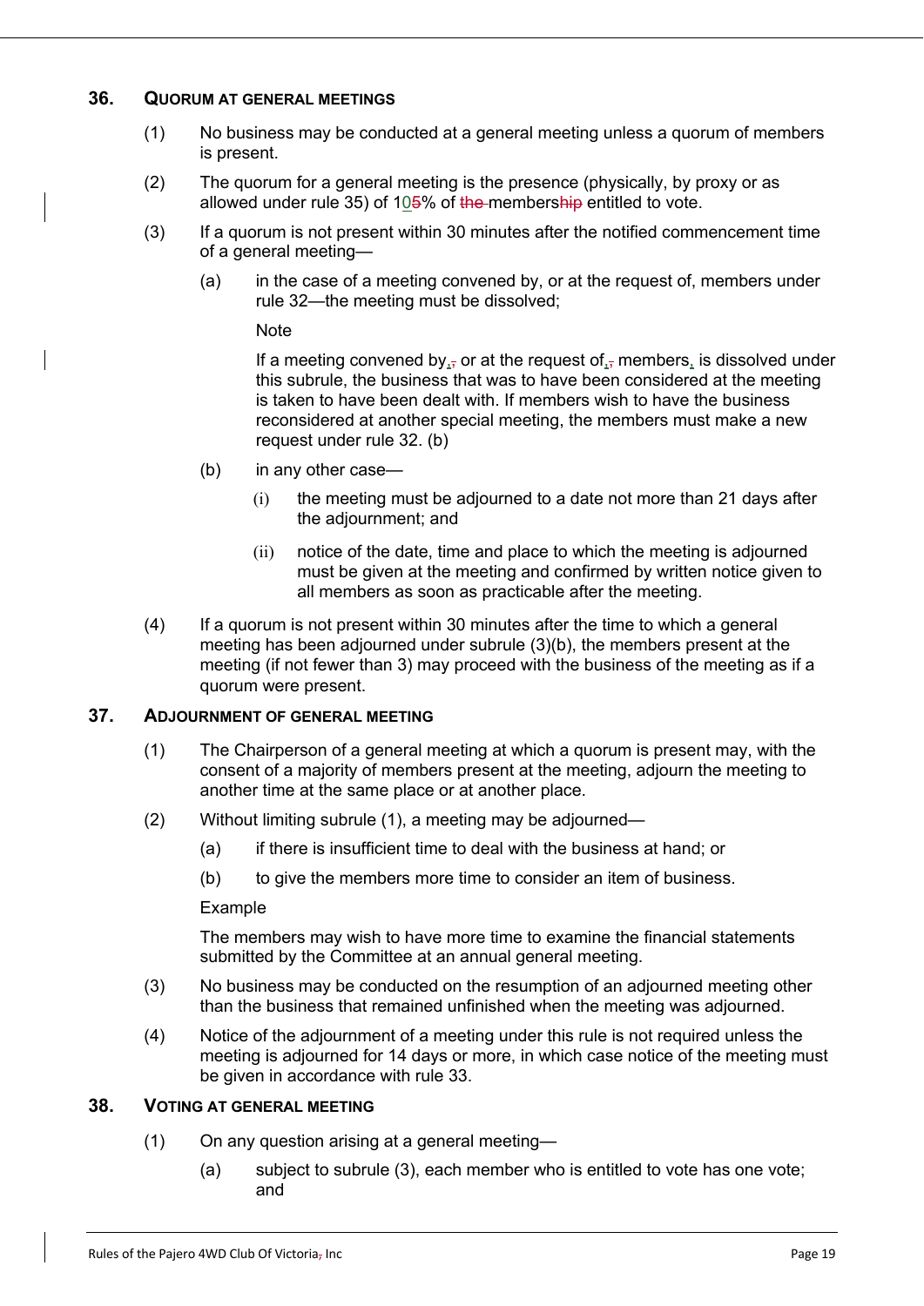## 36. QUORUM AT GENERAL MEETINGS

(1) No business may be conducted at a general meeting unless a quorum of members is present.

(2) The quorum for a general meeting is the presence (physically, by proxy or as allowed under rule 35) of 10~~5~~% of ~~the~~ members~~hip~~ entitled to vote.

(3) If a quorum is not present within 30 minutes after the notified commencement time of a general meeting—

(a) in the case of a meeting convened by, or at the request of, members under rule 32—the meeting must be dissolved;

Note

If a meeting convened by, or at the request of, members, is dissolved under this subrule, the business that was to have been considered at the meeting is taken to have been dealt with. If members wish to have the business reconsidered at another special meeting, the members must make a new request under rule 32. (b)

(b) in any other case—

(i) the meeting must be adjourned to a date not more than 21 days after the adjournment; and

(ii) notice of the date, time and place to which the meeting is adjourned must be given at the meeting and confirmed by written notice given to all members as soon as practicable after the meeting.

(4) If a quorum is not present within 30 minutes after the time to which a general meeting has been adjourned under subrule (3)(b), the members present at the meeting (if not fewer than 3) may proceed with the business of the meeting as if a quorum were present.

## 37. ADJOURNMENT OF GENERAL MEETING

(1) The Chairperson of a general meeting at which a quorum is present may, with the consent of a majority of members present at the meeting, adjourn the meeting to another time at the same place or at another place.

(2) Without limiting subrule (1), a meeting may be adjourned—

(a) if there is insufficient time to deal with the business at hand; or

(b) to give the members more time to consider an item of business.

Example

The members may wish to have more time to examine the financial statements submitted by the Committee at an annual general meeting.

(3) No business may be conducted on the resumption of an adjourned meeting other than the business that remained unfinished when the meeting was adjourned.

(4) Notice of the adjournment of a meeting under this rule is not required unless the meeting is adjourned for 14 days or more, in which case notice of the meeting must be given in accordance with rule 33.

## 38. VOTING AT GENERAL MEETING

(1) On any question arising at a general meeting—

(a) subject to subrule (3), each member who is entitled to vote has one vote; and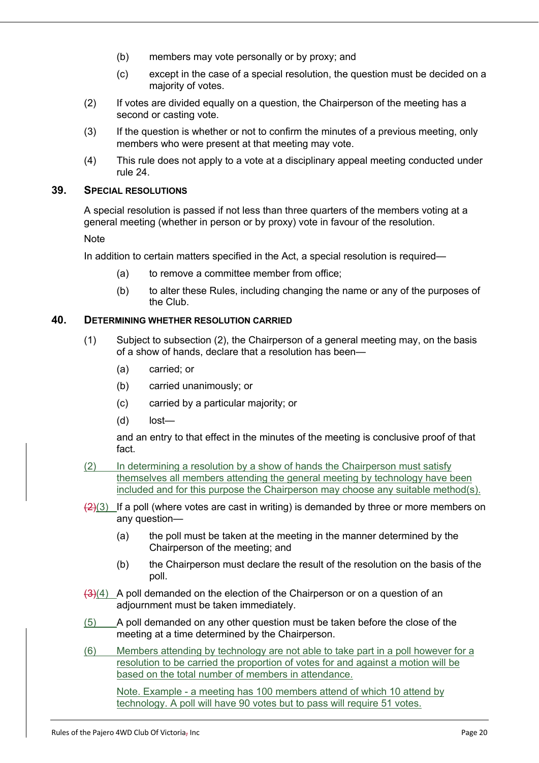(b) members may vote personally or by proxy; and

(c) except in the case of a special resolution, the question must be decided on a majority of votes.

(2) If votes are divided equally on a question, the Chairperson of the meeting has a second or casting vote.

(3) If the question is whether or not to confirm the minutes of a previous meeting, only members who were present at that meeting may vote.

(4) This rule does not apply to a vote at a disciplinary appeal meeting conducted under rule 24.

## 39. SPECIAL RESOLUTIONS

A special resolution is passed if not less than three quarters of the members voting at a general meeting (whether in person or by proxy) vote in favour of the resolution.

Note

In addition to certain matters specified in the Act, a special resolution is required—

(a) to remove a committee member from office;

(b) to alter these Rules, including changing the name or any of the purposes of the Club.

## 40. DETERMINING WHETHER RESOLUTION CARRIED

(1) Subject to subsection (2), the Chairperson of a general meeting may, on the basis of a show of hands, declare that a resolution has been—

(a) carried; or

(b) carried unanimously; or

(c) carried by a particular majority; or

(d) lost—

and an entry to that effect in the minutes of the meeting is conclusive proof of that fact.

(2) In determining a resolution by a show of hands the Chairperson must satisfy themselves all members attending the general meeting by technology have been included and for this purpose the Chairperson may choose any suitable method(s).

~~(2)~~(3) If a poll (where votes are cast in writing) is demanded by three or more members on any question—

(a) the poll must be taken at the meeting in the manner determined by the Chairperson of the meeting; and

(b) the Chairperson must declare the result of the resolution on the basis of the poll.

~~(3)~~(4) A poll demanded on the election of the Chairperson or on a question of an adjournment must be taken immediately.

(5) A poll demanded on any other question must be taken before the close of the meeting at a time determined by the Chairperson.

(6) Members attending by technology are not able to take part in a poll however for a resolution to be carried the proportion of votes for and against a motion will be based on the total number of members in attendance.

Note. Example - a meeting has 100 members attend of which 10 attend by technology. A poll will have 90 votes but to pass will require 51 votes.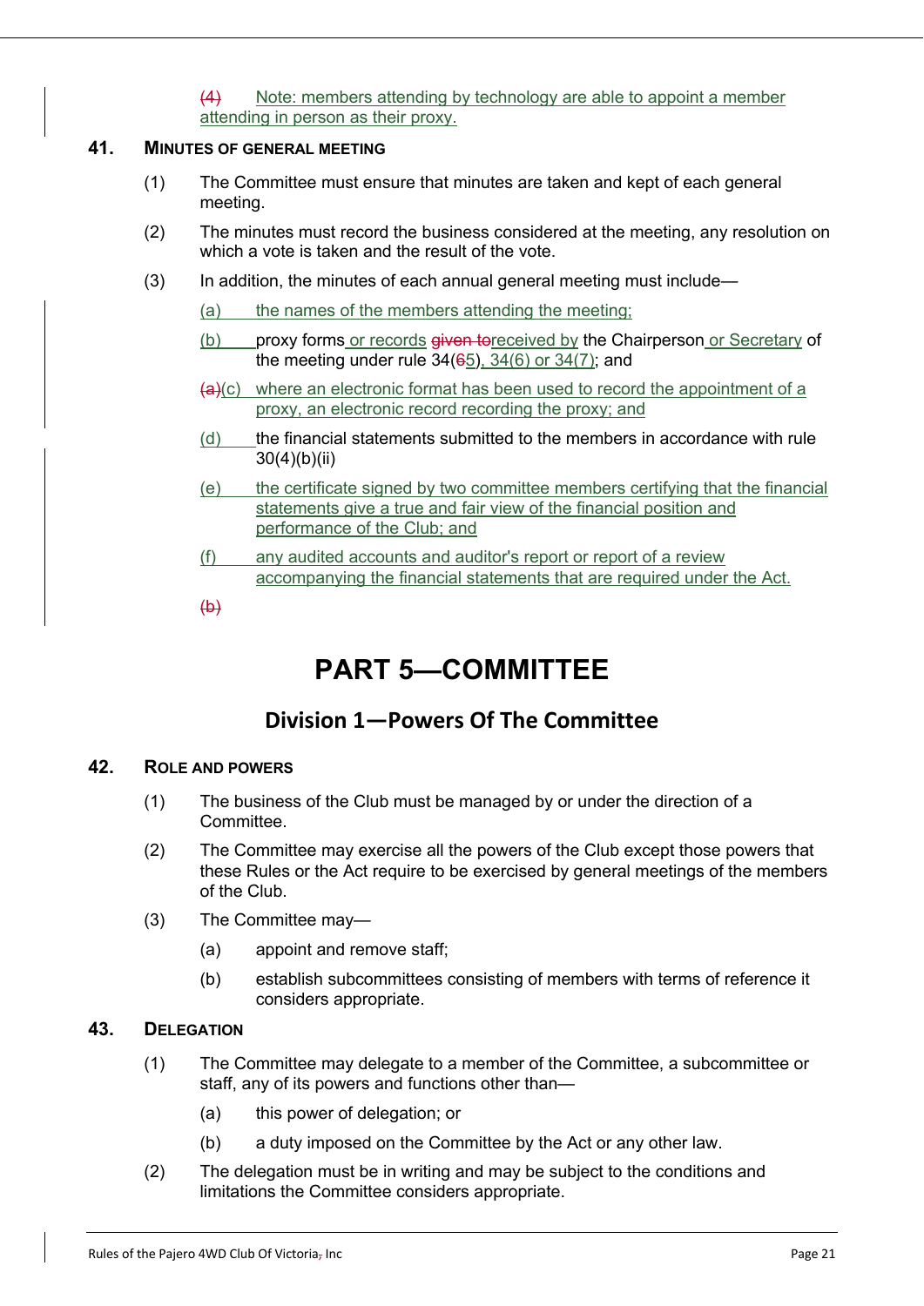(4) Note: members attending by technology are able to appoint a member attending in person as their proxy.

### 41. MINUTES OF GENERAL MEETING

(1) The Committee must ensure that minutes are taken and kept of each general meeting.

(2) The minutes must record the business considered at the meeting, any resolution on which a vote is taken and the result of the vote.

(3) In addition, the minutes of each annual general meeting must include—

(a) the names of the members attending the meeting;

(b) proxy forms or records given toreceived by the Chairperson or Secretary of the meeting under rule 34(65), 34(6) or 34(7); and

(a)(c) where an electronic format has been used to record the appointment of a proxy, an electronic record recording the proxy; and

(d) the financial statements submitted to the members in accordance with rule 30(4)(b)(ii)

(e) the certificate signed by two committee members certifying that the financial statements give a true and fair view of the financial position and performance of the Club; and

(f) any audited accounts and auditor's report or report of a review accompanying the financial statements that are required under the Act.

(b)

# PART 5—COMMITTEE

## Division 1—Powers Of The Committee

### 42. ROLE AND POWERS

(1) The business of the Club must be managed by or under the direction of a Committee.

(2) The Committee may exercise all the powers of the Club except those powers that these Rules or the Act require to be exercised by general meetings of the members of the Club.

(3) The Committee may—

(a) appoint and remove staff;

(b) establish subcommittees consisting of members with terms of reference it considers appropriate.

### 43. DELEGATION

(1) The Committee may delegate to a member of the Committee, a subcommittee or staff, any of its powers and functions other than—

(a) this power of delegation; or

(b) a duty imposed on the Committee by the Act or any other law.

(2) The delegation must be in writing and may be subject to the conditions and limitations the Committee considers appropriate.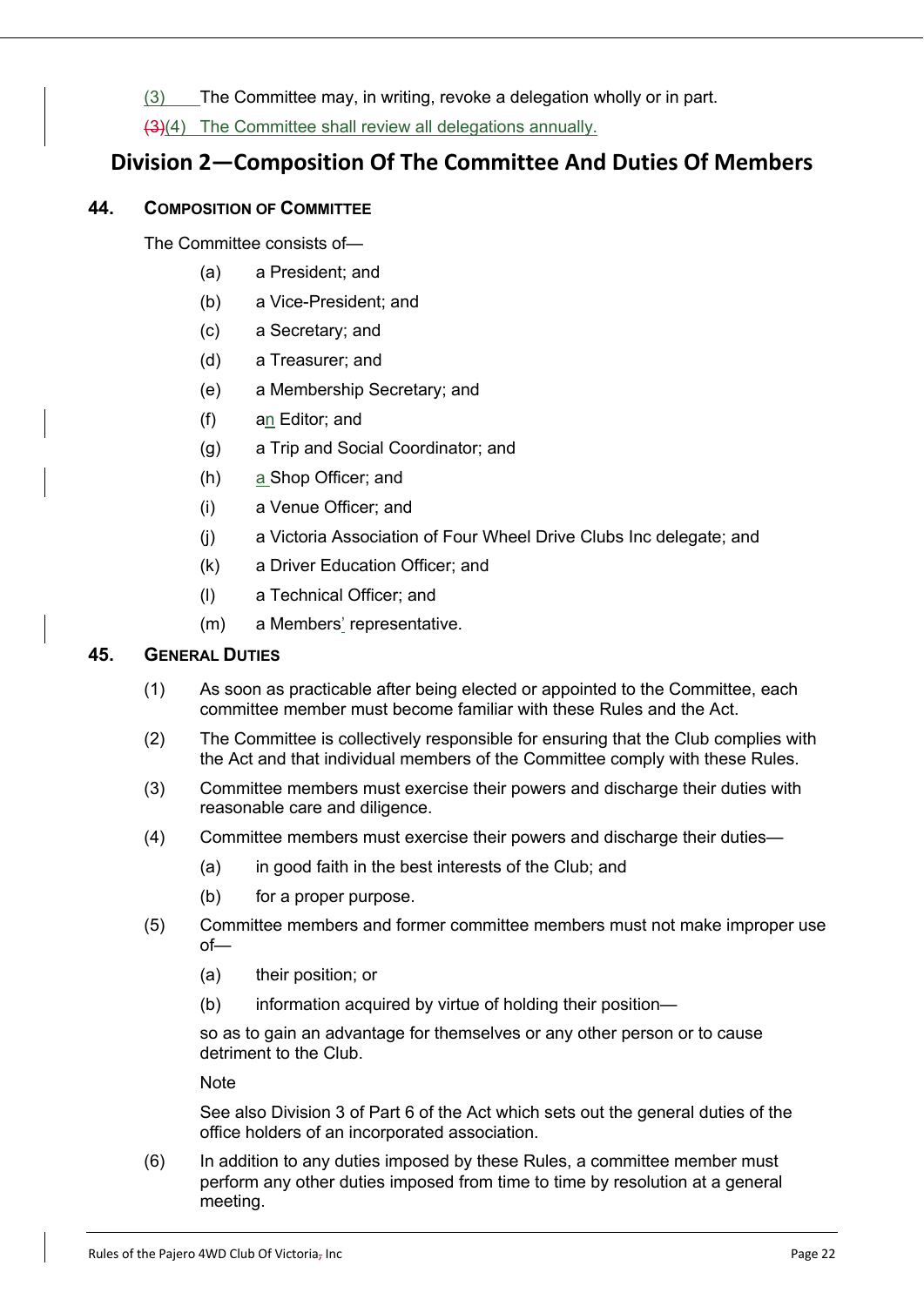(3) The Committee may, in writing, revoke a delegation wholly or in part.

~~(3)~~(4) The Committee shall review all delegations annually.

## Division 2—Composition Of The Committee And Duties Of Members

### 44. COMPOSITION OF COMMITTEE

The Committee consists of—

- (a) a President; and
- (b) a Vice-President; and
- (c) a Secretary; and
- (d) a Treasurer; and
- (e) a Membership Secretary; and
- (f) an Editor; and
- (g) a Trip and Social Coordinator; and
- (h) a Shop Officer; and
- (i) a Venue Officer; and
- (j) a Victoria Association of Four Wheel Drive Clubs Inc delegate; and
- (k) a Driver Education Officer; and
- (l) a Technical Officer; and
- (m) a Members' representative.

### 45. GENERAL DUTIES

(1) As soon as practicable after being elected or appointed to the Committee, each committee member must become familiar with these Rules and the Act.

(2) The Committee is collectively responsible for ensuring that the Club complies with the Act and that individual members of the Committee comply with these Rules.

(3) Committee members must exercise their powers and discharge their duties with reasonable care and diligence.

(4) Committee members must exercise their powers and discharge their duties—

- (a) in good faith in the best interests of the Club; and
- (b) for a proper purpose.

(5) Committee members and former committee members must not make improper use of—

- (a) their position; or
- (b) information acquired by virtue of holding their position—

so as to gain an advantage for themselves or any other person or to cause detriment to the Club.

Note

See also Division 3 of Part 6 of the Act which sets out the general duties of the office holders of an incorporated association.

(6) In addition to any duties imposed by these Rules, a committee member must perform any other duties imposed from time to time by resolution at a general meeting.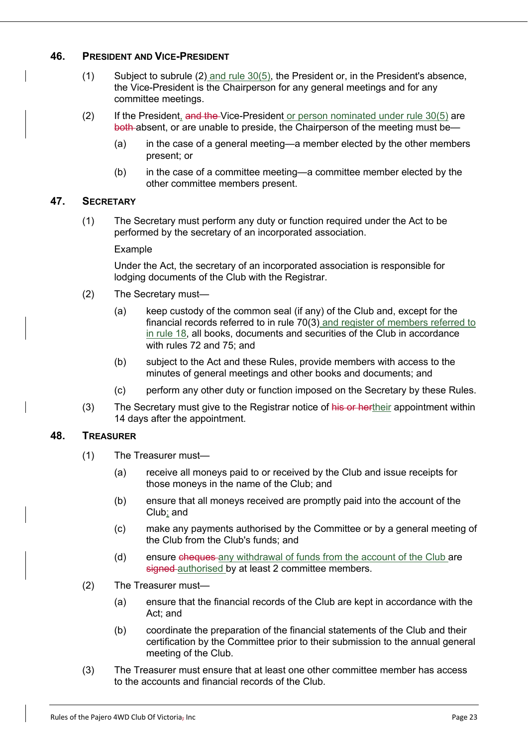## 46. President and Vice-President

(1) Subject to subrule (2) and rule 30(5), the President or, in the President's absence, the Vice-President is the Chairperson for any general meetings and for any committee meetings.

(2) If the President, ~~and the~~ Vice-President or person nominated under rule 30(5) are ~~both~~ absent, or are unable to preside, the Chairperson of the meeting must be—

(a) in the case of a general meeting—a member elected by the other members present; or

(b) in the case of a committee meeting—a committee member elected by the other committee members present.

## 47. Secretary

(1) The Secretary must perform any duty or function required under the Act to be performed by the secretary of an incorporated association.

Example

Under the Act, the secretary of an incorporated association is responsible for lodging documents of the Club with the Registrar.

(2) The Secretary must—

(a) keep custody of the common seal (if any) of the Club and, except for the financial records referred to in rule 70(3) and register of members referred to in rule 18, all books, documents and securities of the Club in accordance with rules 72 and 75; and

(b) subject to the Act and these Rules, provide members with access to the minutes of general meetings and other books and documents; and

(c) perform any other duty or function imposed on the Secretary by these Rules.

(3) The Secretary must give to the Registrar notice of ~~his or her~~their appointment within 14 days after the appointment.

## 48. Treasurer

(1) The Treasurer must—

(a) receive all moneys paid to or received by the Club and issue receipts for those moneys in the name of the Club; and

(b) ensure that all moneys received are promptly paid into the account of the Club; and

(c) make any payments authorised by the Committee or by a general meeting of the Club from the Club's funds; and

(d) ensure ~~cheques~~ any withdrawal of funds from the account of the Club are ~~signed~~ authorised by at least 2 committee members.

(2) The Treasurer must—

(a) ensure that the financial records of the Club are kept in accordance with the Act; and

(b) coordinate the preparation of the financial statements of the Club and their certification by the Committee prior to their submission to the annual general meeting of the Club.

(3) The Treasurer must ensure that at least one other committee member has access to the accounts and financial records of the Club.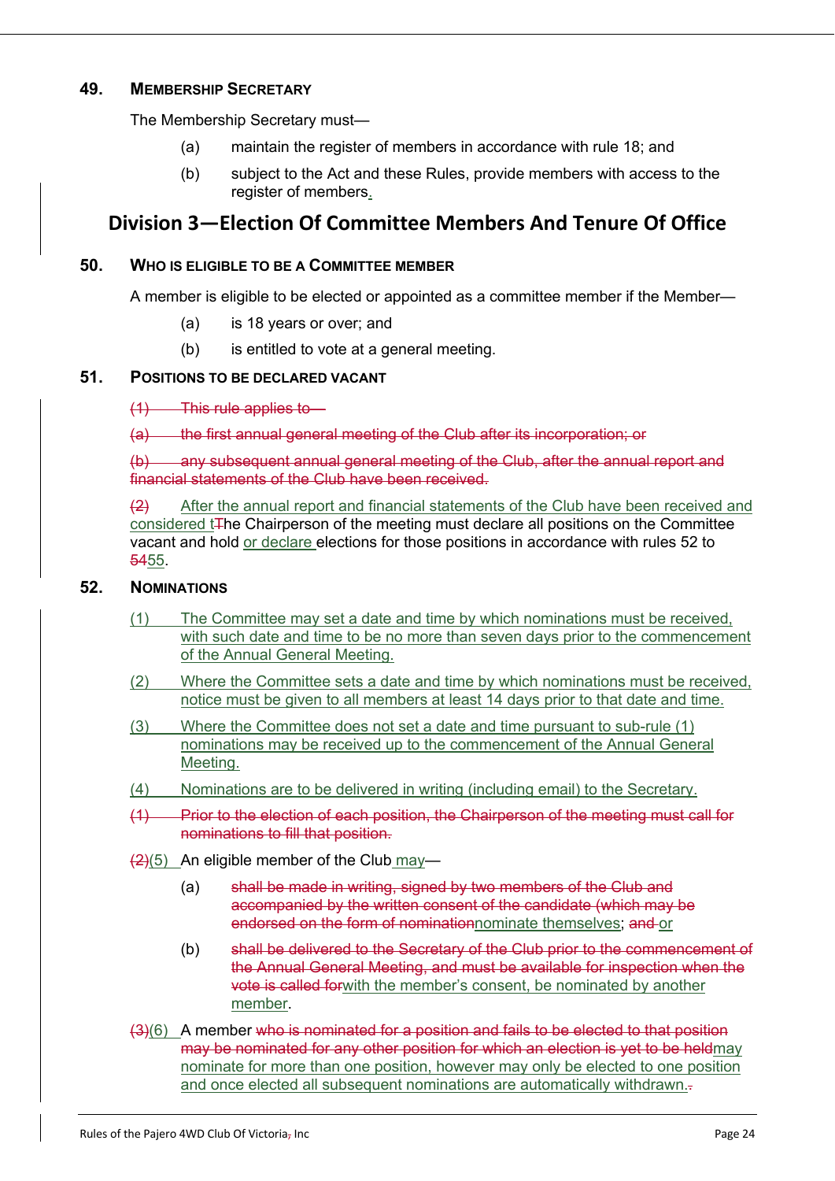## 49. MEMBERSHIP SECRETARY

The Membership Secretary must—

(a) maintain the register of members in accordance with rule 18; and

(b) subject to the Act and these Rules, provide members with access to the register of members.

# Division 3—Election Of Committee Members And Tenure Of Office

## 50. WHO IS ELIGIBLE TO BE A COMMITTEE MEMBER

A member is eligible to be elected or appointed as a committee member if the Member—

(a) is 18 years or over; and

(b) is entitled to vote at a general meeting.

## 51. POSITIONS TO BE DECLARED VACANT

~~(1) This rule applies to—~~

~~(a) the first annual general meeting of the Club after its incorporation; or~~

~~(b) any subsequent annual general meeting of the Club, after the annual report and financial statements of the Club have been received.~~

~~(2)~~ After the annual report and financial statements of the Club have been received and considered t~~T~~he Chairperson of the meeting must declare all positions on the Committee vacant and hold or declare elections for those positions in accordance with rules 52 to ~~54~~55.

## 52. NOMINATIONS

(1) The Committee may set a date and time by which nominations must be received, with such date and time to be no more than seven days prior to the commencement of the Annual General Meeting.

(2) Where the Committee sets a date and time by which nominations must be received, notice must be given to all members at least 14 days prior to that date and time.

(3) Where the Committee does not set a date and time pursuant to sub-rule (1) nominations may be received up to the commencement of the Annual General Meeting.

(4) Nominations are to be delivered in writing (including email) to the Secretary.

~~(1) Prior to the election of each position, the Chairperson of the meeting must call for nominations to fill that position.~~

~~(2)~~(5) An eligible member of the Club may—

(a) ~~shall be made in writing, signed by two members of the Club and accompanied by the written consent of the candidate (which may be endorsed on the form of nomination~~nominate themselves; ~~and~~ or

(b) ~~shall be delivered to the Secretary of the Club prior to the commencement of the Annual General Meeting, and must be available for inspection when the vote is called for~~with the member's consent, be nominated by another member.

~~(3)~~(6) A member ~~who is nominated for a position and fails to be elected to that position may be nominated for any other position for which an election is yet to be held~~may nominate for more than one position, however may only be elected to one position and once elected all subsequent nominations are automatically withdrawn.~~.~~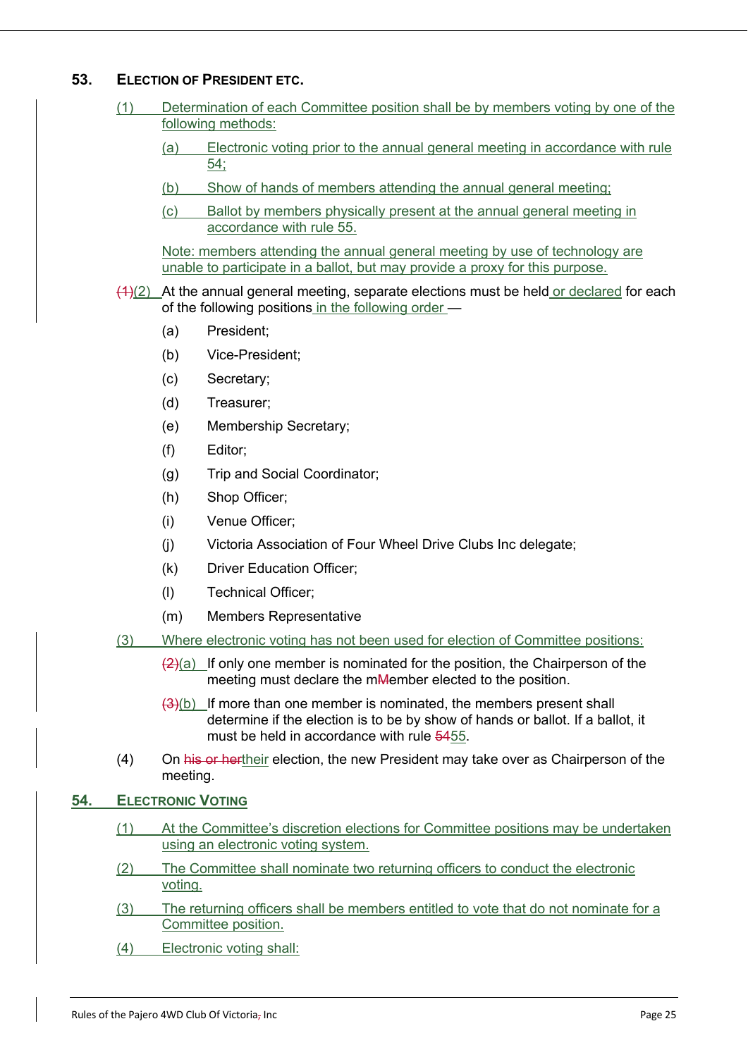## 53. ELECTION OF PRESIDENT ETC.

(1) Determination of each Committee position shall be by members voting by one of the following methods:

- (a) Electronic voting prior to the annual general meeting in accordance with rule 54;
- (b) Show of hands of members attending the annual general meeting;
- (c) Ballot by members physically present at the annual general meeting in accordance with rule 55.

Note: members attending the annual general meeting by use of technology are unable to participate in a ballot, but may provide a proxy for this purpose.

~~(1)~~(2) At the annual general meeting, separate elections must be held or declared for each of the following positions in the following order —

- (a) President;
- (b) Vice-President;
- (c) Secretary;
- (d) Treasurer;
- (e) Membership Secretary;
- (f) Editor;
- (g) Trip and Social Coordinator;
- (h) Shop Officer;
- (i) Venue Officer;
- (j) Victoria Association of Four Wheel Drive Clubs Inc delegate;
- (k) Driver Education Officer;
- (l) Technical Officer;
- (m) Members Representative

(3) Where electronic voting has not been used for election of Committee positions:

- ~~(2)~~(a) If only one member is nominated for the position, the Chairperson of the meeting must declare the m~~M~~ember elected to the position.
- ~~(3)~~(b) If more than one member is nominated, the members present shall determine if the election is to be by show of hands or ballot. If a ballot, it must be held in accordance with rule ~~54~~55.

(4) On ~~his or her~~their election, the new President may take over as Chairperson of the meeting.

## 54. ELECTRONIC VOTING

(1) At the Committee's discretion elections for Committee positions may be undertaken using an electronic voting system.

(2) The Committee shall nominate two returning officers to conduct the electronic voting.

(3) The returning officers shall be members entitled to vote that do not nominate for a Committee position.

(4) Electronic voting shall: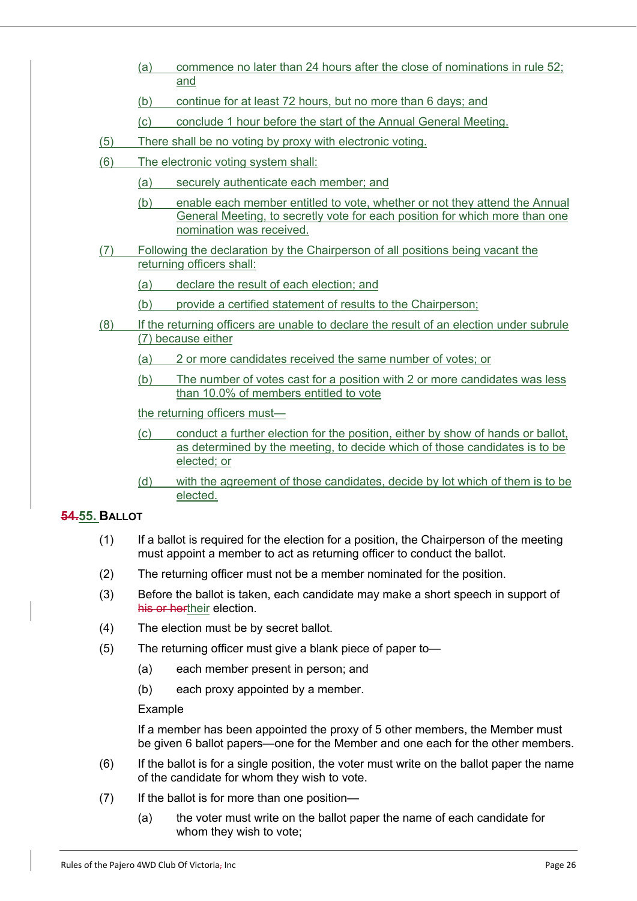(a) commence no later than 24 hours after the close of nominations in rule 52; and

(b) continue for at least 72 hours, but no more than 6 days; and

(c) conclude 1 hour before the start of the Annual General Meeting.

(5) There shall be no voting by proxy with electronic voting.

(6) The electronic voting system shall:

(a) securely authenticate each member; and

(b) enable each member entitled to vote, whether or not they attend the Annual General Meeting, to secretly vote for each position for which more than one nomination was received.

(7) Following the declaration by the Chairperson of all positions being vacant the returning officers shall:

(a) declare the result of each election; and

(b) provide a certified statement of results to the Chairperson;

(8) If the returning officers are unable to declare the result of an election under subrule (7) because either

(a) 2 or more candidates received the same number of votes; or

(b) The number of votes cast for a position with 2 or more candidates was less than 10.0% of members entitled to vote

the returning officers must—

(c) conduct a further election for the position, either by show of hands or ballot, as determined by the meeting, to decide which of those candidates is to be elected; or

(d) with the agreement of those candidates, decide by lot which of them is to be elected.

## ~~54.~~55. BALLOT

(1) If a ballot is required for the election for a position, the Chairperson of the meeting must appoint a member to act as returning officer to conduct the ballot.

(2) The returning officer must not be a member nominated for the position.

(3) Before the ballot is taken, each candidate may make a short speech in support of ~~his or her~~their election.

(4) The election must be by secret ballot.

(5) The returning officer must give a blank piece of paper to—

(a) each member present in person; and

(b) each proxy appointed by a member.

Example

If a member has been appointed the proxy of 5 other members, the Member must be given 6 ballot papers—one for the Member and one each for the other members.

(6) If the ballot is for a single position, the voter must write on the ballot paper the name of the candidate for whom they wish to vote.

(7) If the ballot is for more than one position—

(a) the voter must write on the ballot paper the name of each candidate for whom they wish to vote;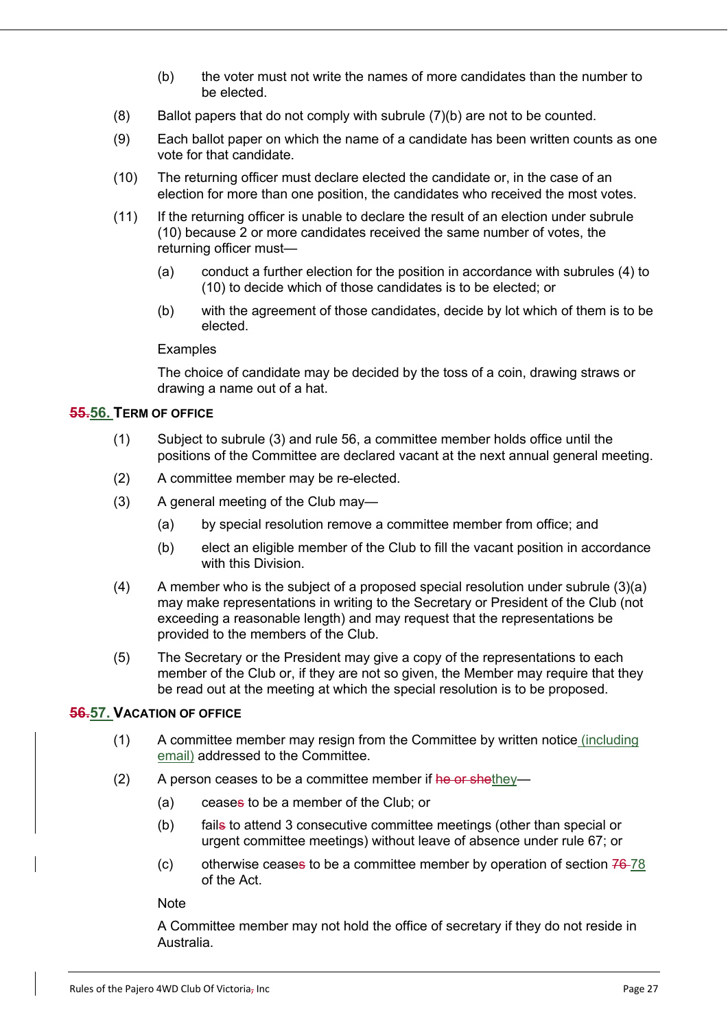(b) the voter must not write the names of more candidates than the number to be elected.

(8) Ballot papers that do not comply with subrule (7)(b) are not to be counted.

(9) Each ballot paper on which the name of a candidate has been written counts as one vote for that candidate.

(10) The returning officer must declare elected the candidate or, in the case of an election for more than one position, the candidates who received the most votes.

(11) If the returning officer is unable to declare the result of an election under subrule (10) because 2 or more candidates received the same number of votes, the returning officer must—

(a) conduct a further election for the position in accordance with subrules (4) to (10) to decide which of those candidates is to be elected; or

(b) with the agreement of those candidates, decide by lot which of them is to be elected.

Examples

The choice of candidate may be decided by the toss of a coin, drawing straws or drawing a name out of a hat.

### ~~55.~~56. TERM OF OFFICE

(1) Subject to subrule (3) and rule 56, a committee member holds office until the positions of the Committee are declared vacant at the next annual general meeting.

(2) A committee member may be re-elected.

(3) A general meeting of the Club may—

(a) by special resolution remove a committee member from office; and

(b) elect an eligible member of the Club to fill the vacant position in accordance with this Division.

(4) A member who is the subject of a proposed special resolution under subrule (3)(a) may make representations in writing to the Secretary or President of the Club (not exceeding a reasonable length) and may request that the representations be provided to the members of the Club.

(5) The Secretary or the President may give a copy of the representations to each member of the Club or, if they are not so given, the Member may require that they be read out at the meeting at which the special resolution is to be proposed.

### ~~56.~~57. VACATION OF OFFICE

(1) A committee member may resign from the Committee by written notice (including email) addressed to the Committee.

(2) A person ceases to be a committee member if ~~he or she~~they—

(a) cease~~s~~ to be a member of the Club; or

(b) fail~~s~~ to attend 3 consecutive committee meetings (other than special or urgent committee meetings) without leave of absence under rule 67; or

(c) otherwise cease~~s~~ to be a committee member by operation of section ~~76~~ 78 of the Act.

Note

A Committee member may not hold the office of secretary if they do not reside in Australia.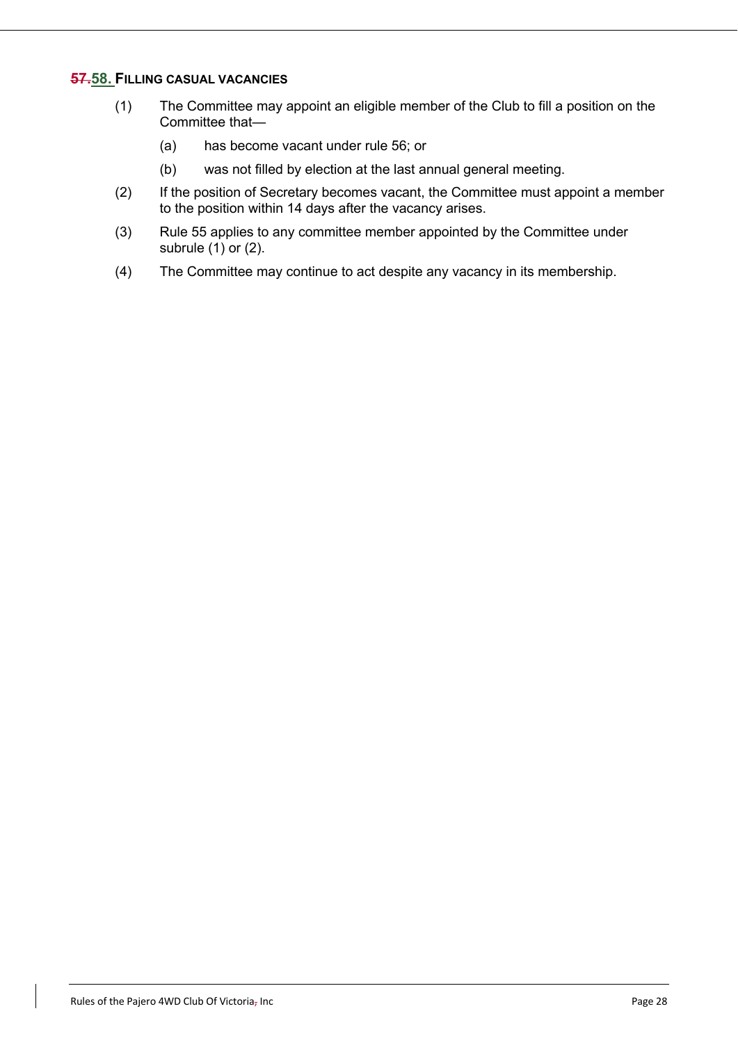## ~~57.~~58. FILLING CASUAL VACANCIES

(1) The Committee may appoint an eligible member of the Club to fill a position on the Committee that—

(a) has become vacant under rule 56; or

(b) was not filled by election at the last annual general meeting.

(2) If the position of Secretary becomes vacant, the Committee must appoint a member to the position within 14 days after the vacancy arises.

(3) Rule 55 applies to any committee member appointed by the Committee under subrule (1) or (2).

(4) The Committee may continue to act despite any vacancy in its membership.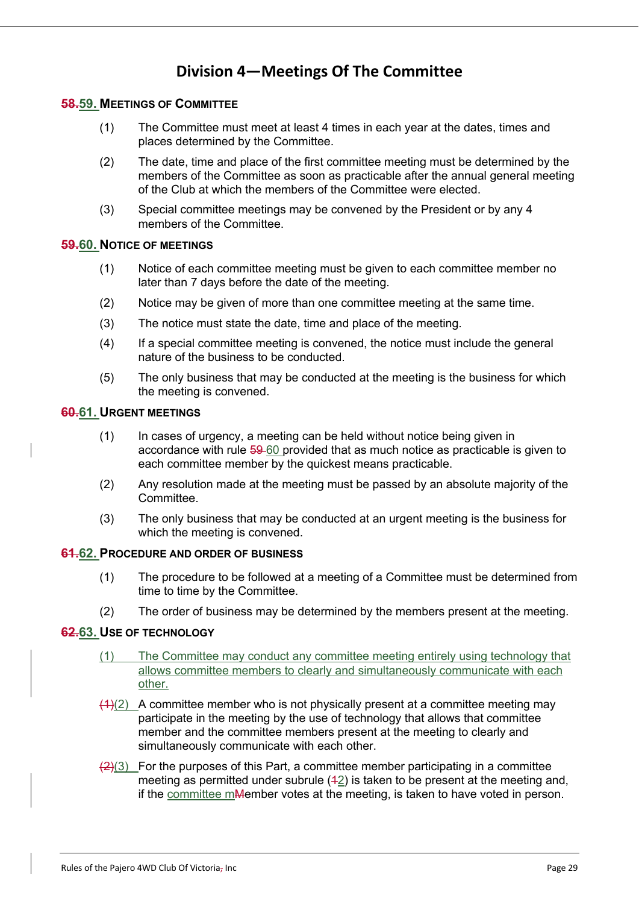# Division 4—Meetings Of The Committee

### ~~58.~~59. MEETINGS OF COMMITTEE

(1) The Committee must meet at least 4 times in each year at the dates, times and places determined by the Committee.

(2) The date, time and place of the first committee meeting must be determined by the members of the Committee as soon as practicable after the annual general meeting of the Club at which the members of the Committee were elected.

(3) Special committee meetings may be convened by the President or by any 4 members of the Committee.

### ~~59.~~60. NOTICE OF MEETINGS

(1) Notice of each committee meeting must be given to each committee member no later than 7 days before the date of the meeting.

(2) Notice may be given of more than one committee meeting at the same time.

(3) The notice must state the date, time and place of the meeting.

(4) If a special committee meeting is convened, the notice must include the general nature of the business to be conducted.

(5) The only business that may be conducted at the meeting is the business for which the meeting is convened.

### ~~60.~~61. URGENT MEETINGS

(1) In cases of urgency, a meeting can be held without notice being given in accordance with rule ~~59~~ 60 provided that as much notice as practicable is given to each committee member by the quickest means practicable.

(2) Any resolution made at the meeting must be passed by an absolute majority of the Committee.

(3) The only business that may be conducted at an urgent meeting is the business for which the meeting is convened.

### ~~61.~~62. PROCEDURE AND ORDER OF BUSINESS

(1) The procedure to be followed at a meeting of a Committee must be determined from time to time by the Committee.

(2) The order of business may be determined by the members present at the meeting.

### ~~62.~~63. USE OF TECHNOLOGY

(1) The Committee may conduct any committee meeting entirely using technology that allows committee members to clearly and simultaneously communicate with each other.

~~(1)~~(2) A committee member who is not physically present at a committee meeting may participate in the meeting by the use of technology that allows that committee member and the committee members present at the meeting to clearly and simultaneously communicate with each other.

~~(2)~~(3) For the purposes of this Part, a committee member participating in a committee meeting as permitted under subrule (~~1~~2) is taken to be present at the meeting and, if the committee m~~M~~ember votes at the meeting, is taken to have voted in person.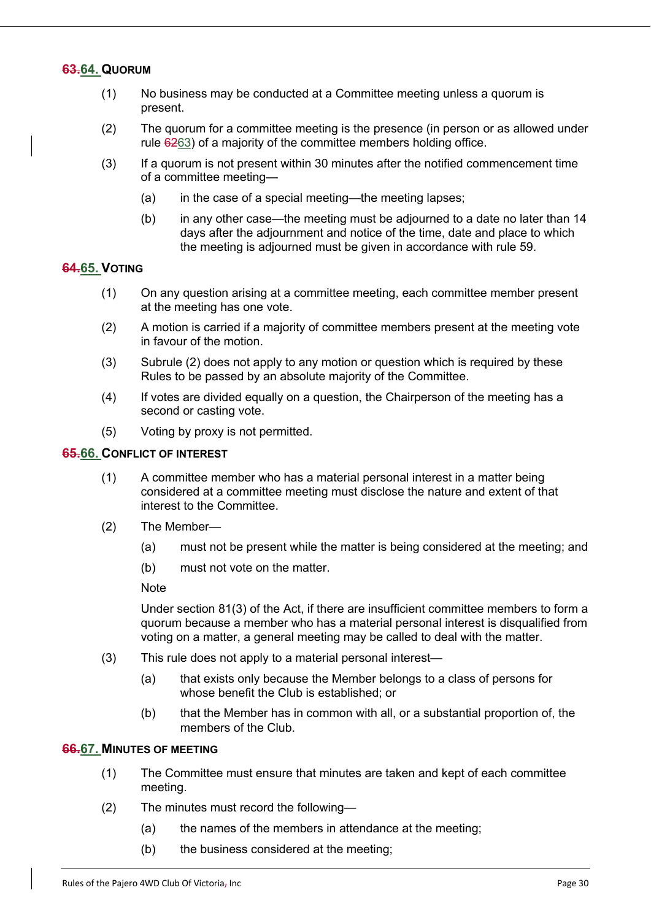## ~~63.~~64. QUORUM

(1) No business may be conducted at a Committee meeting unless a quorum is present.

(2) The quorum for a committee meeting is the presence (in person or as allowed under rule ~~62~~63) of a majority of the committee members holding office.

(3) If a quorum is not present within 30 minutes after the notified commencement time of a committee meeting—

  (a) in the case of a special meeting—the meeting lapses;

  (b) in any other case—the meeting must be adjourned to a date no later than 14 days after the adjournment and notice of the time, date and place to which the meeting is adjourned must be given in accordance with rule 59.

## ~~64.~~65. VOTING

(1) On any question arising at a committee meeting, each committee member present at the meeting has one vote.

(2) A motion is carried if a majority of committee members present at the meeting vote in favour of the motion.

(3) Subrule (2) does not apply to any motion or question which is required by these Rules to be passed by an absolute majority of the Committee.

(4) If votes are divided equally on a question, the Chairperson of the meeting has a second or casting vote.

(5) Voting by proxy is not permitted.

## ~~65.~~66. CONFLICT OF INTEREST

(1) A committee member who has a material personal interest in a matter being considered at a committee meeting must disclose the nature and extent of that interest to the Committee.

(2) The Member—

  (a) must not be present while the matter is being considered at the meeting; and

  (b) must not vote on the matter.

  Note

  Under section 81(3) of the Act, if there are insufficient committee members to form a quorum because a member who has a material personal interest is disqualified from voting on a matter, a general meeting may be called to deal with the matter.

(3) This rule does not apply to a material personal interest—

  (a) that exists only because the Member belongs to a class of persons for whose benefit the Club is established; or

  (b) that the Member has in common with all, or a substantial proportion of, the members of the Club.

## ~~66.~~67. MINUTES OF MEETING

(1) The Committee must ensure that minutes are taken and kept of each committee meeting.

(2) The minutes must record the following—

  (a) the names of the members in attendance at the meeting;

  (b) the business considered at the meeting;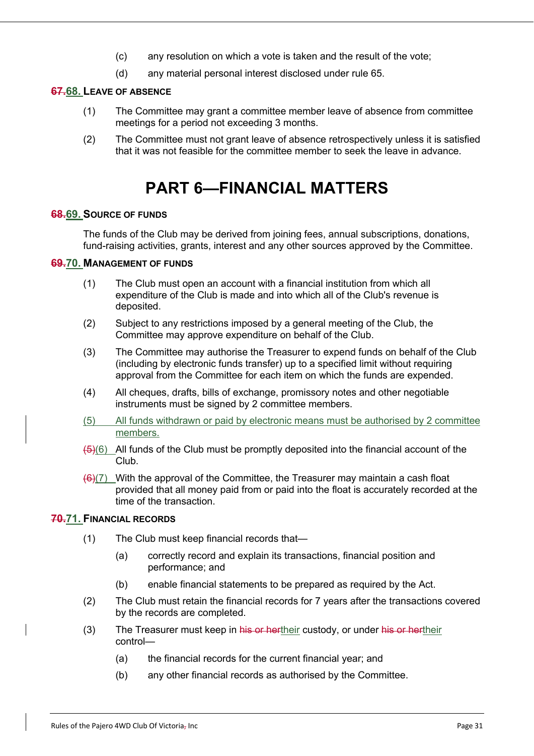(c) any resolution on which a vote is taken and the result of the vote;

(d) any material personal interest disclosed under rule 65.

### ~~67.~~68. Leave of absence

(1) The Committee may grant a committee member leave of absence from committee meetings for a period not exceeding 3 months.

(2) The Committee must not grant leave of absence retrospectively unless it is satisfied that it was not feasible for the committee member to seek the leave in advance.

# PART 6—FINANCIAL MATTERS

### ~~68.~~69. Source of funds

The funds of the Club may be derived from joining fees, annual subscriptions, donations, fund-raising activities, grants, interest and any other sources approved by the Committee.

### ~~69.~~70. Management of funds

(1) The Club must open an account with a financial institution from which all expenditure of the Club is made and into which all of the Club's revenue is deposited.

(2) Subject to any restrictions imposed by a general meeting of the Club, the Committee may approve expenditure on behalf of the Club.

(3) The Committee may authorise the Treasurer to expend funds on behalf of the Club (including by electronic funds transfer) up to a specified limit without requiring approval from the Committee for each item on which the funds are expended.

(4) All cheques, drafts, bills of exchange, promissory notes and other negotiable instruments must be signed by 2 committee members.

(5) All funds withdrawn or paid by electronic means must be authorised by 2 committee members.

~~(5)~~(6) All funds of the Club must be promptly deposited into the financial account of the Club.

~~(6)~~(7) With the approval of the Committee, the Treasurer may maintain a cash float provided that all money paid from or paid into the float is accurately recorded at the time of the transaction.

### ~~70.~~71. Financial records

(1) The Club must keep financial records that—

(a) correctly record and explain its transactions, financial position and performance; and

(b) enable financial statements to be prepared as required by the Act.

(2) The Club must retain the financial records for 7 years after the transactions covered by the records are completed.

(3) The Treasurer must keep in ~~his or her~~their custody, or under ~~his or her~~their control—

(a) the financial records for the current financial year; and

(b) any other financial records as authorised by the Committee.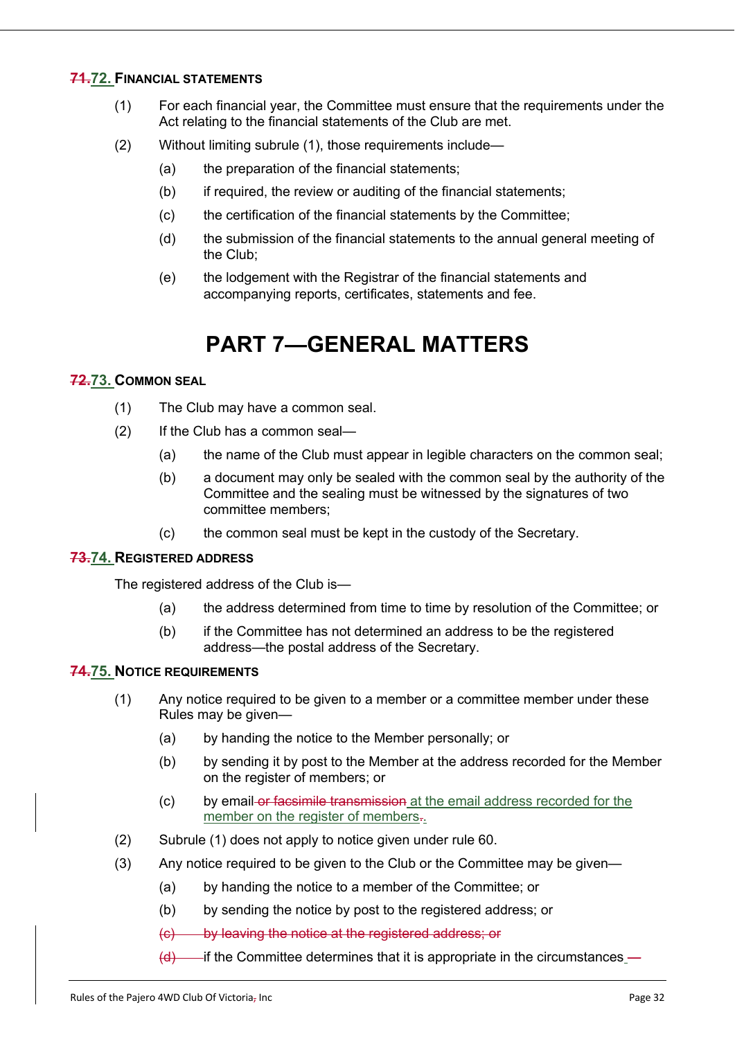### ~~71.~~72. Financial Statements

(1) For each financial year, the Committee must ensure that the requirements under the Act relating to the financial statements of the Club are met.

(2) Without limiting subrule (1), those requirements include—

(a) the preparation of the financial statements;

(b) if required, the review or auditing of the financial statements;

(c) the certification of the financial statements by the Committee;

(d) the submission of the financial statements to the annual general meeting of the Club;

(e) the lodgement with the Registrar of the financial statements and accompanying reports, certificates, statements and fee.

# PART 7—GENERAL MATTERS

### ~~72.~~73. Common Seal

(1) The Club may have a common seal.

(2) If the Club has a common seal—

(a) the name of the Club must appear in legible characters on the common seal;

(b) a document may only be sealed with the common seal by the authority of the Committee and the sealing must be witnessed by the signatures of two committee members;

(c) the common seal must be kept in the custody of the Secretary.

### ~~73.~~74. Registered Address

The registered address of the Club is—

(a) the address determined from time to time by resolution of the Committee; or

(b) if the Committee has not determined an address to be the registered address—the postal address of the Secretary.

### ~~74.~~75. Notice Requirements

(1) Any notice required to be given to a member or a committee member under these Rules may be given—

(a) by handing the notice to the Member personally; or

(b) by sending it by post to the Member at the address recorded for the Member on the register of members; or

(c) by email ~~or facsimile transmission~~ at the email address recorded for the member on the register of members~~.~~.

(2) Subrule (1) does not apply to notice given under rule 60.

(3) Any notice required to be given to the Club or the Committee may be given—

(a) by handing the notice to a member of the Committee; or

(b) by sending the notice by post to the registered address; or

~~(c) by leaving the notice at the registered address; or~~

~~(d)~~ if the Committee determines that it is appropriate in the circumstances —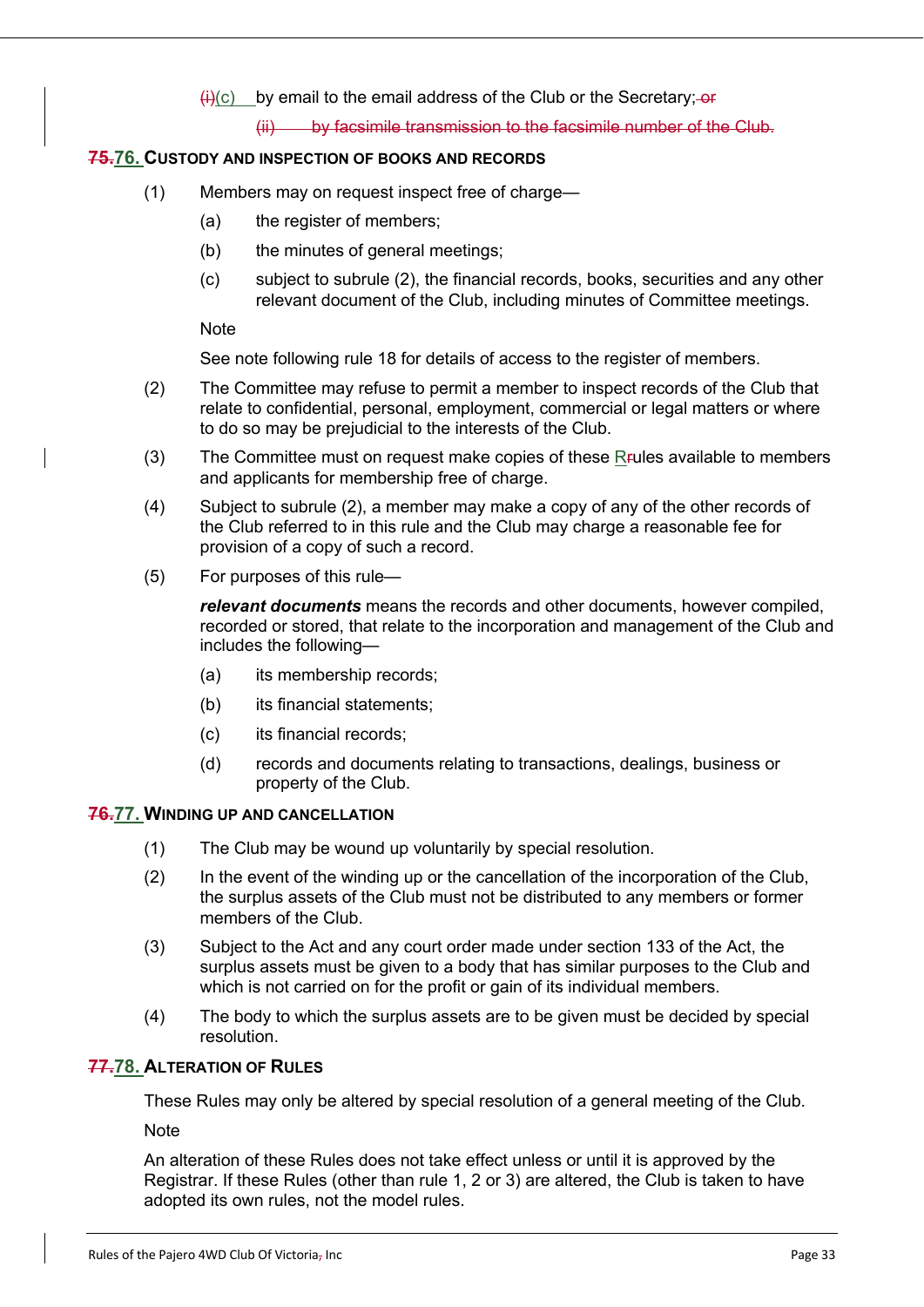(c) by email to the email address of the Club or the Secretary;

## 76. CUSTODY AND INSPECTION OF BOOKS AND RECORDS

(1) Members may on request inspect free of charge—

(a) the register of members;

(b) the minutes of general meetings;

(c) subject to subrule (2), the financial records, books, securities and any other relevant document of the Club, including minutes of Committee meetings.

Note

See note following rule 18 for details of access to the register of members.

(2) The Committee may refuse to permit a member to inspect records of the Club that relate to confidential, personal, employment, commercial or legal matters or where to do so may be prejudicial to the interests of the Club.

(3) The Committee must on request make copies of these Rules available to members and applicants for membership free of charge.

(4) Subject to subrule (2), a member may make a copy of any of the other records of the Club referred to in this rule and the Club may charge a reasonable fee for provision of a copy of such a record.

(5) For purposes of this rule—

***relevant documents*** means the records and other documents, however compiled, recorded or stored, that relate to the incorporation and management of the Club and includes the following—

(a) its membership records;

(b) its financial statements;

(c) its financial records;

(d) records and documents relating to transactions, dealings, business or property of the Club.

## 77. WINDING UP AND CANCELLATION

(1) The Club may be wound up voluntarily by special resolution.

(2) In the event of the winding up or the cancellation of the incorporation of the Club, the surplus assets of the Club must not be distributed to any members or former members of the Club.

(3) Subject to the Act and any court order made under section 133 of the Act, the surplus assets must be given to a body that has similar purposes to the Club and which is not carried on for the profit or gain of its individual members.

(4) The body to which the surplus assets are to be given must be decided by special resolution.

## 78. ALTERATION OF RULES

These Rules may only be altered by special resolution of a general meeting of the Club.

Note

An alteration of these Rules does not take effect unless or until it is approved by the Registrar. If these Rules (other than rule 1, 2 or 3) are altered, the Club is taken to have adopted its own rules, not the model rules.